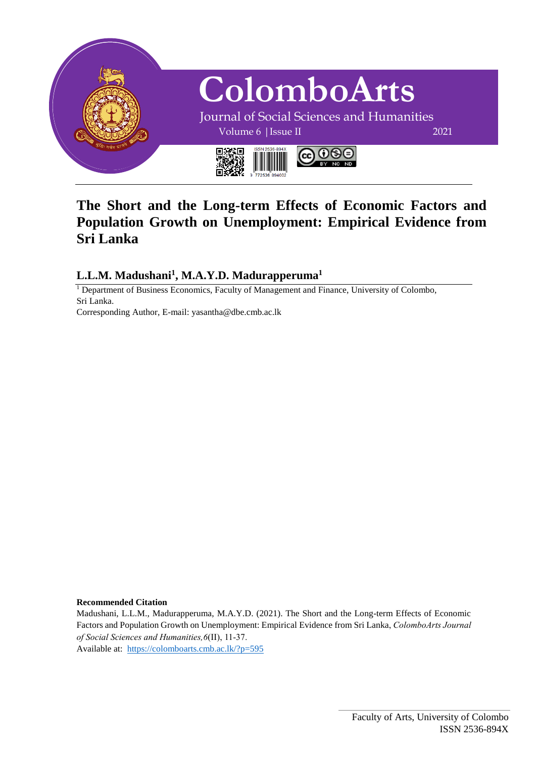# ColomboArts

Journal of Social Sciences and Humanities

Volume 6 | Issue II 2021

ISSN 2536-894X

# The Short and the Long-term Effects of Economic Factors and Population Growth on Unemployment: Empirical Evidence from Sri Lanka

## L.L.M. Madushani[1], M.A.Y.D. Madurapperuma[1]

[1] Department of Business Economics, Faculty of Management and Finance, University of Colombo, Sri Lanka.

Corresponding Author, E-mail: yasantha@dbe.cmb.ac.lk

**Recommended Citation**

Madushani, L.L.M., Madurapperuma, M.A.Y.D. (2021). The Short and the Long-term Effects of Economic Factors and Population Growth on Unemployment: Empirical Evidence from Sri Lanka, *ColomboArts Journal of Social Sciences and Humanities,6*(II), 11-37.

Available at: https://colomboarts.cmb.ac.lk/?p=595

Faculty of Arts, University of Colombo

ISSN 2536-894X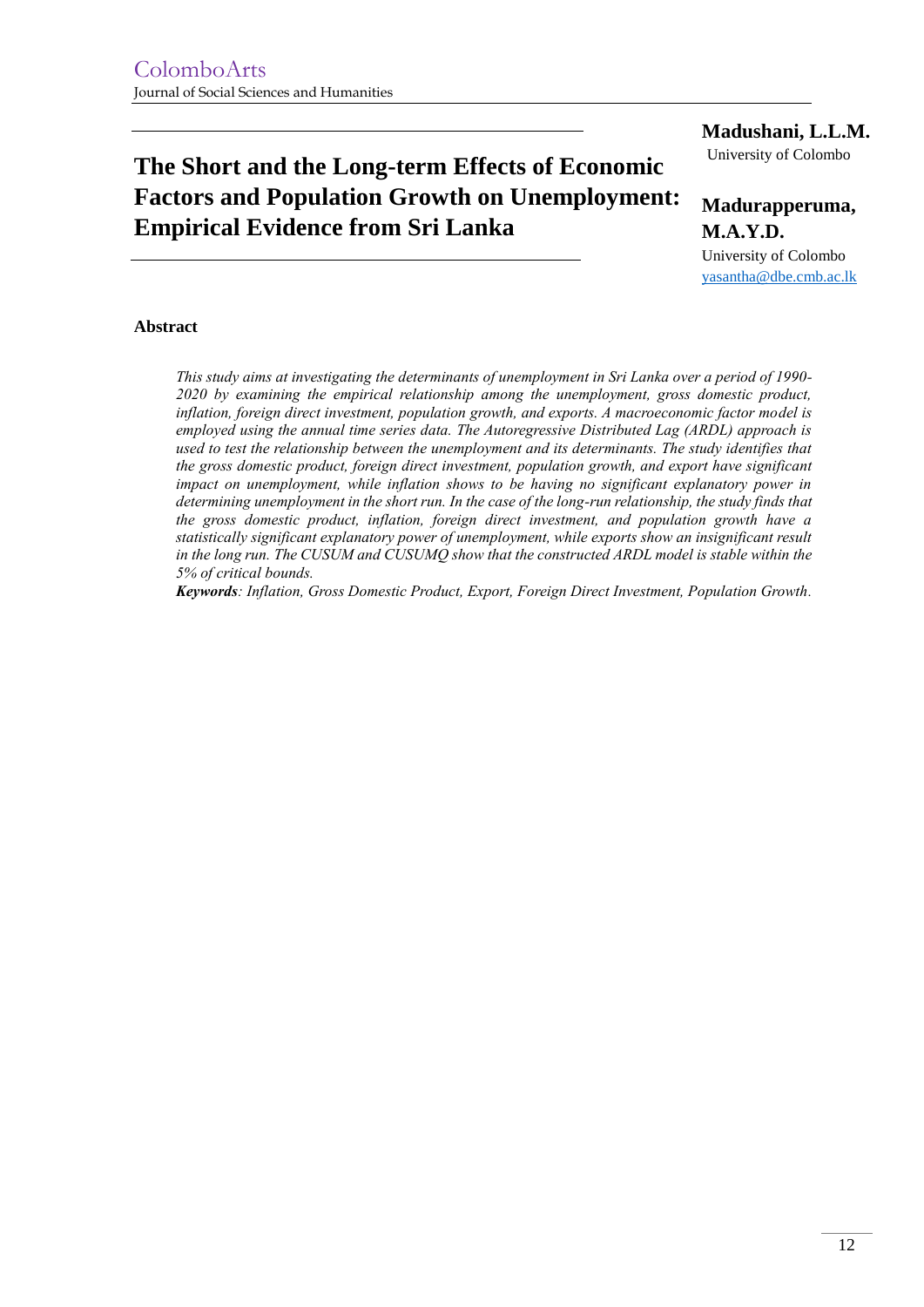# The Short and the Long-term Effects of Economic Factors and Population Growth on Unemployment: Empirical Evidence from Sri Lanka

**Madushani, L.L.M.**
University of Colombo

**Madurapperuma, M.A.Y.D.**
University of Colombo
yasantha@dbe.cmb.ac.lk

## Abstract

*This study aims at investigating the determinants of unemployment in Sri Lanka over a period of 1990-2020 by examining the empirical relationship among the unemployment, gross domestic product, inflation, foreign direct investment, population growth, and exports. A macroeconomic factor model is employed using the annual time series data. The Autoregressive Distributed Lag (ARDL) approach is used to test the relationship between the unemployment and its determinants. The study identifies that the gross domestic product, foreign direct investment, population growth, and export have significant impact on unemployment, while inflation shows to be having no significant explanatory power in determining unemployment in the short run. In the case of the long-run relationship, the study finds that the gross domestic product, inflation, foreign direct investment, and population growth have a statistically significant explanatory power of unemployment, while exports show an insignificant result in the long run. The CUSUM and CUSUMQ show that the constructed ARDL model is stable within the 5% of critical bounds.*

***Keywords****: Inflation, Gross Domestic Product, Export, Foreign Direct Investment, Population Growth.*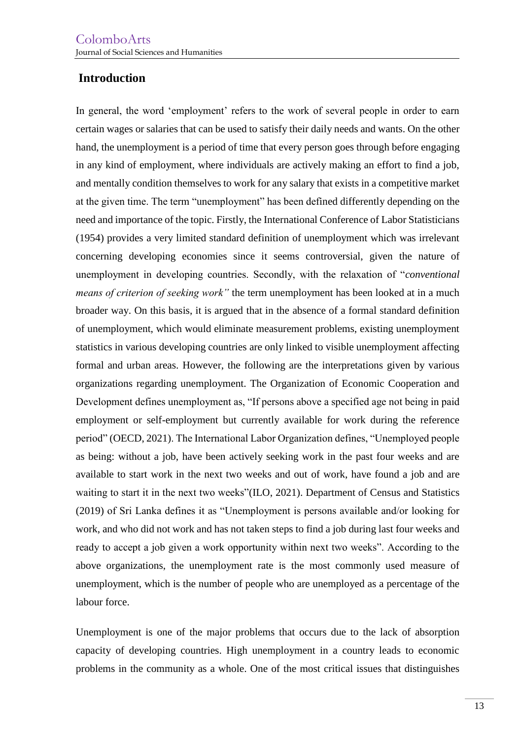## Introduction

In general, the word 'employment' refers to the work of several people in order to earn certain wages or salaries that can be used to satisfy their daily needs and wants. On the other hand, the unemployment is a period of time that every person goes through before engaging in any kind of employment, where individuals are actively making an effort to find a job, and mentally condition themselves to work for any salary that exists in a competitive market at the given time. The term "unemployment" has been defined differently depending on the need and importance of the topic. Firstly, the International Conference of Labor Statisticians (1954) provides a very limited standard definition of unemployment which was irrelevant concerning developing economies since it seems controversial, given the nature of unemployment in developing countries. Secondly, with the relaxation of "*conventional means of criterion of seeking work"* the term unemployment has been looked at in a much broader way. On this basis, it is argued that in the absence of a formal standard definition of unemployment, which would eliminate measurement problems, existing unemployment statistics in various developing countries are only linked to visible unemployment affecting formal and urban areas. However, the following are the interpretations given by various organizations regarding unemployment. The Organization of Economic Cooperation and Development defines unemployment as, "If persons above a specified age not being in paid employment or self-employment but currently available for work during the reference period" (OECD, 2021). The International Labor Organization defines, "Unemployed people as being: without a job, have been actively seeking work in the past four weeks and are available to start work in the next two weeks and out of work, have found a job and are waiting to start it in the next two weeks"(ILO, 2021). Department of Census and Statistics (2019) of Sri Lanka defines it as "Unemployment is persons available and/or looking for work, and who did not work and has not taken steps to find a job during last four weeks and ready to accept a job given a work opportunity within next two weeks". According to the above organizations, the unemployment rate is the most commonly used measure of unemployment, which is the number of people who are unemployed as a percentage of the labour force.

Unemployment is one of the major problems that occurs due to the lack of absorption capacity of developing countries. High unemployment in a country leads to economic problems in the community as a whole. One of the most critical issues that distinguishes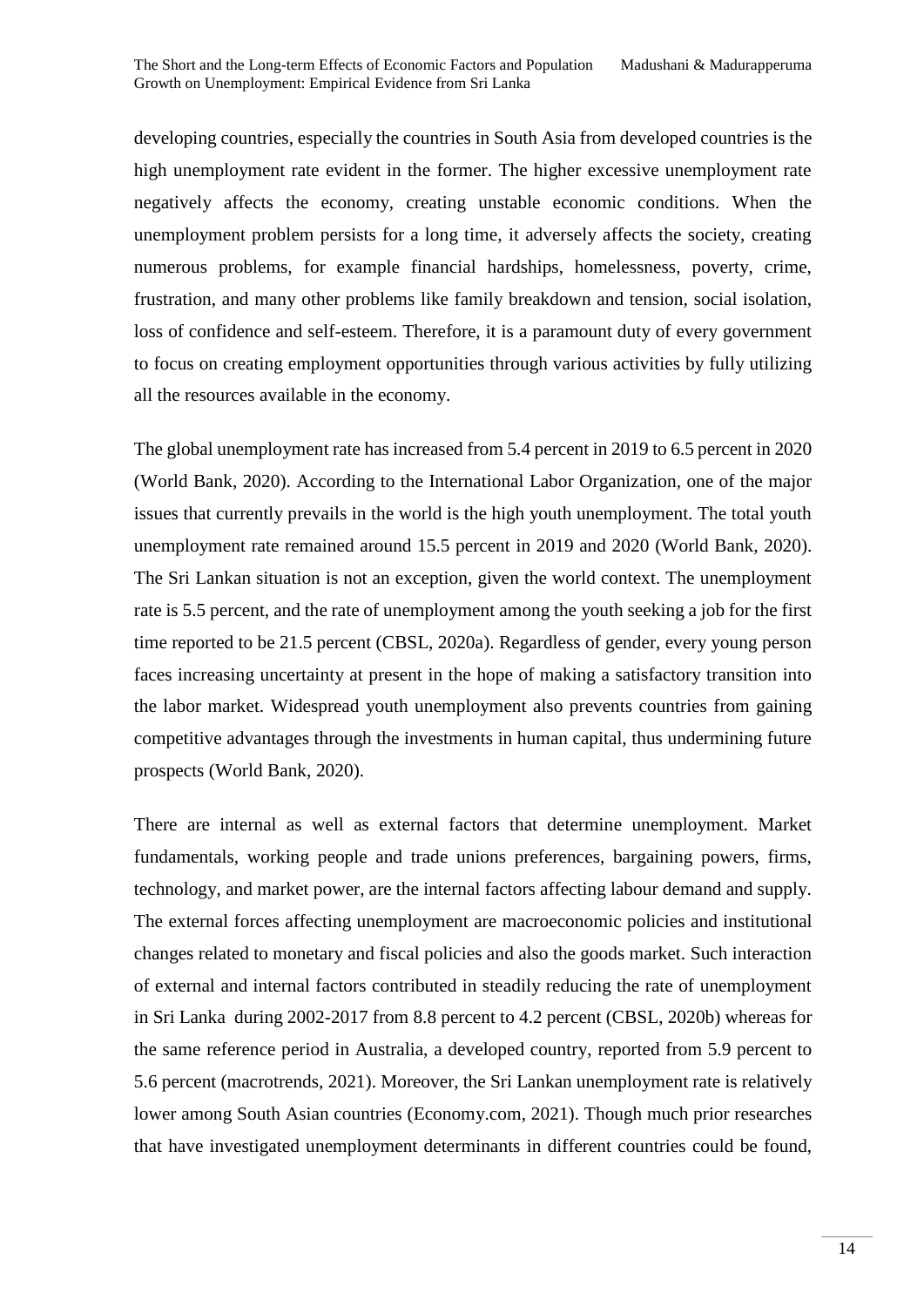developing countries, especially the countries in South Asia from developed countries is the high unemployment rate evident in the former. The higher excessive unemployment rate negatively affects the economy, creating unstable economic conditions. When the unemployment problem persists for a long time, it adversely affects the society, creating numerous problems, for example financial hardships, homelessness, poverty, crime, frustration, and many other problems like family breakdown and tension, social isolation, loss of confidence and self-esteem. Therefore, it is a paramount duty of every government to focus on creating employment opportunities through various activities by fully utilizing all the resources available in the economy.

The global unemployment rate has increased from 5.4 percent in 2019 to 6.5 percent in 2020 (World Bank, 2020). According to the International Labor Organization, one of the major issues that currently prevails in the world is the high youth unemployment. The total youth unemployment rate remained around 15.5 percent in 2019 and 2020 (World Bank, 2020). The Sri Lankan situation is not an exception, given the world context. The unemployment rate is 5.5 percent, and the rate of unemployment among the youth seeking a job for the first time reported to be 21.5 percent (CBSL, 2020a). Regardless of gender, every young person faces increasing uncertainty at present in the hope of making a satisfactory transition into the labor market. Widespread youth unemployment also prevents countries from gaining competitive advantages through the investments in human capital, thus undermining future prospects (World Bank, 2020).

There are internal as well as external factors that determine unemployment. Market fundamentals, working people and trade unions preferences, bargaining powers, firms, technology, and market power, are the internal factors affecting labour demand and supply. The external forces affecting unemployment are macroeconomic policies and institutional changes related to monetary and fiscal policies and also the goods market. Such interaction of external and internal factors contributed in steadily reducing the rate of unemployment in Sri Lanka during 2002-2017 from 8.8 percent to 4.2 percent (CBSL, 2020b) whereas for the same reference period in Australia, a developed country, reported from 5.9 percent to 5.6 percent (macrotrends, 2021). Moreover, the Sri Lankan unemployment rate is relatively lower among South Asian countries (Economy.com, 2021). Though much prior researches that have investigated unemployment determinants in different countries could be found,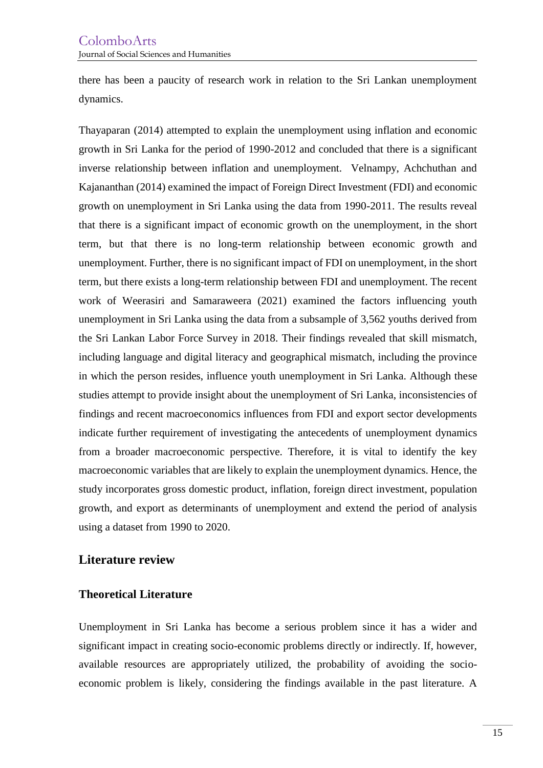there has been a paucity of research work in relation to the Sri Lankan unemployment dynamics.

Thayaparan (2014) attempted to explain the unemployment using inflation and economic growth in Sri Lanka for the period of 1990-2012 and concluded that there is a significant inverse relationship between inflation and unemployment. Velnampy, Achchuthan and Kajananthan (2014) examined the impact of Foreign Direct Investment (FDI) and economic growth on unemployment in Sri Lanka using the data from 1990-2011. The results reveal that there is a significant impact of economic growth on the unemployment, in the short term, but that there is no long-term relationship between economic growth and unemployment. Further, there is no significant impact of FDI on unemployment, in the short term, but there exists a long-term relationship between FDI and unemployment. The recent work of Weerasiri and Samaraweera (2021) examined the factors influencing youth unemployment in Sri Lanka using the data from a subsample of 3,562 youths derived from the Sri Lankan Labor Force Survey in 2018. Their findings revealed that skill mismatch, including language and digital literacy and geographical mismatch, including the province in which the person resides, influence youth unemployment in Sri Lanka. Although these studies attempt to provide insight about the unemployment of Sri Lanka, inconsistencies of findings and recent macroeconomics influences from FDI and export sector developments indicate further requirement of investigating the antecedents of unemployment dynamics from a broader macroeconomic perspective. Therefore, it is vital to identify the key macroeconomic variables that are likely to explain the unemployment dynamics. Hence, the study incorporates gross domestic product, inflation, foreign direct investment, population growth, and export as determinants of unemployment and extend the period of analysis using a dataset from 1990 to 2020.

## Literature review

### Theoretical Literature

Unemployment in Sri Lanka has become a serious problem since it has a wider and significant impact in creating socio-economic problems directly or indirectly. If, however, available resources are appropriately utilized, the probability of avoiding the socio-economic problem is likely, considering the findings available in the past literature. A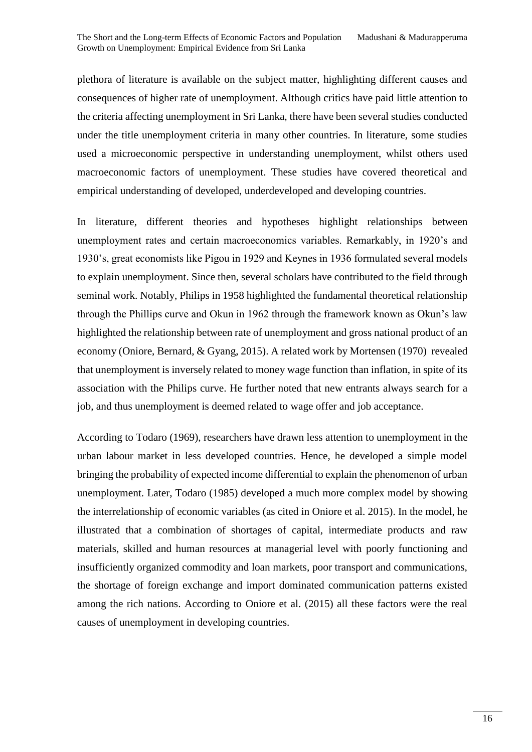plethora of literature is available on the subject matter, highlighting different causes and consequences of higher rate of unemployment. Although critics have paid little attention to the criteria affecting unemployment in Sri Lanka, there have been several studies conducted under the title unemployment criteria in many other countries. In literature, some studies used a microeconomic perspective in understanding unemployment, whilst others used macroeconomic factors of unemployment. These studies have covered theoretical and empirical understanding of developed, underdeveloped and developing countries.

In literature, different theories and hypotheses highlight relationships between unemployment rates and certain macroeconomics variables. Remarkably, in 1920's and 1930's, great economists like Pigou in 1929 and Keynes in 1936 formulated several models to explain unemployment. Since then, several scholars have contributed to the field through seminal work. Notably, Philips in 1958 highlighted the fundamental theoretical relationship through the Phillips curve and Okun in 1962 through the framework known as Okun's law highlighted the relationship between rate of unemployment and gross national product of an economy (Oniore, Bernard, & Gyang, 2015). A related work by Mortensen (1970) revealed that unemployment is inversely related to money wage function than inflation, in spite of its association with the Philips curve. He further noted that new entrants always search for a job, and thus unemployment is deemed related to wage offer and job acceptance.

According to Todaro (1969), researchers have drawn less attention to unemployment in the urban labour market in less developed countries. Hence, he developed a simple model bringing the probability of expected income differential to explain the phenomenon of urban unemployment. Later, Todaro (1985) developed a much more complex model by showing the interrelationship of economic variables (as cited in Oniore et al. 2015). In the model, he illustrated that a combination of shortages of capital, intermediate products and raw materials, skilled and human resources at managerial level with poorly functioning and insufficiently organized commodity and loan markets, poor transport and communications, the shortage of foreign exchange and import dominated communication patterns existed among the rich nations. According to Oniore et al. (2015) all these factors were the real causes of unemployment in developing countries.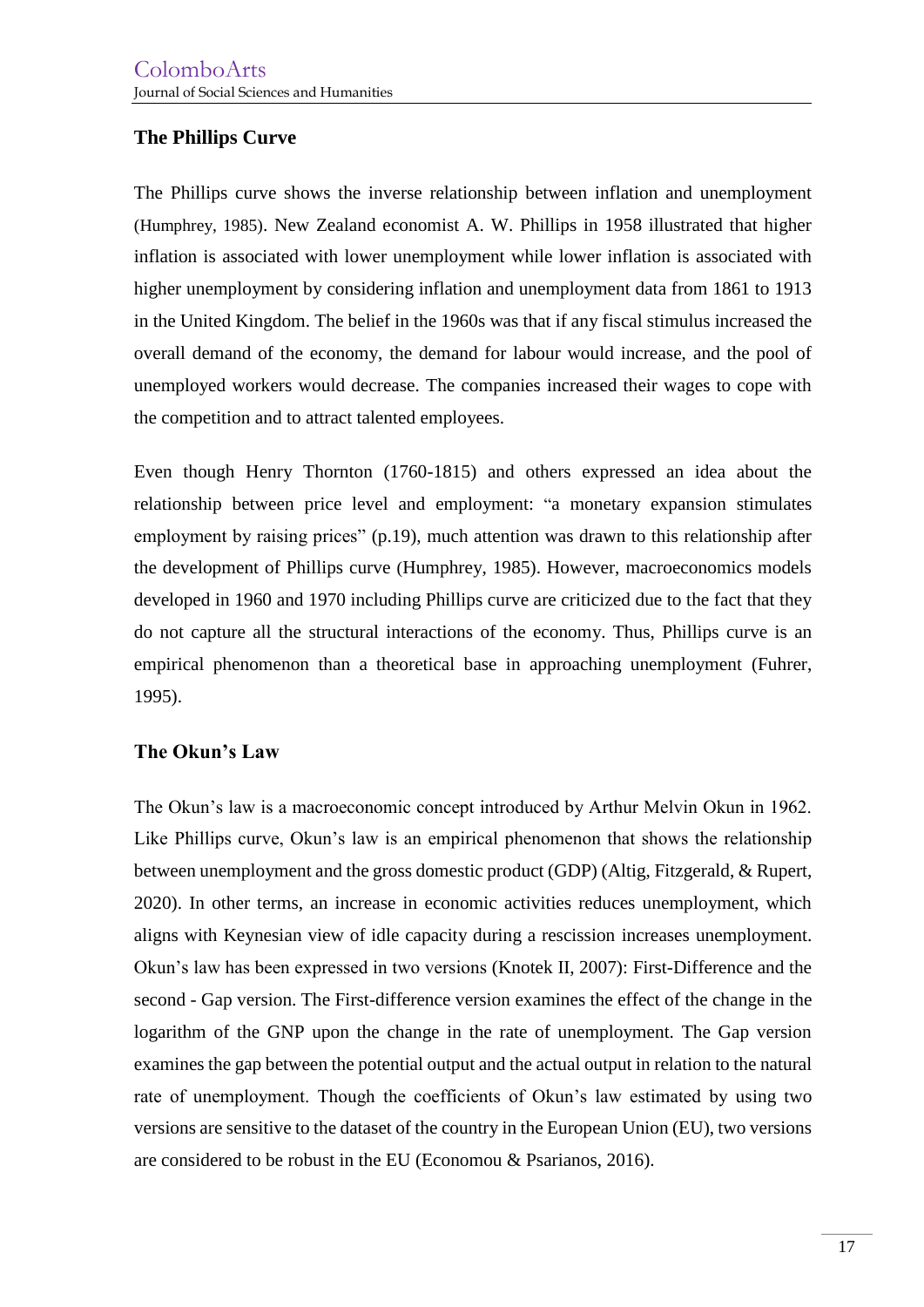## The Phillips Curve

The Phillips curve shows the inverse relationship between inflation and unemployment (Humphrey, 1985). New Zealand economist A. W. Phillips in 1958 illustrated that higher inflation is associated with lower unemployment while lower inflation is associated with higher unemployment by considering inflation and unemployment data from 1861 to 1913 in the United Kingdom. The belief in the 1960s was that if any fiscal stimulus increased the overall demand of the economy, the demand for labour would increase, and the pool of unemployed workers would decrease. The companies increased their wages to cope with the competition and to attract talented employees.

Even though Henry Thornton (1760-1815) and others expressed an idea about the relationship between price level and employment: "a monetary expansion stimulates employment by raising prices" (p.19), much attention was drawn to this relationship after the development of Phillips curve (Humphrey, 1985). However, macroeconomics models developed in 1960 and 1970 including Phillips curve are criticized due to the fact that they do not capture all the structural interactions of the economy. Thus, Phillips curve is an empirical phenomenon than a theoretical base in approaching unemployment (Fuhrer, 1995).

## The Okun's Law

The Okun's law is a macroeconomic concept introduced by Arthur Melvin Okun in 1962. Like Phillips curve, Okun's law is an empirical phenomenon that shows the relationship between unemployment and the gross domestic product (GDP) (Altig, Fitzgerald, & Rupert, 2020). In other terms, an increase in economic activities reduces unemployment, which aligns with Keynesian view of idle capacity during a rescission increases unemployment. Okun's law has been expressed in two versions (Knotek II, 2007): First-Difference and the second - Gap version. The First-difference version examines the effect of the change in the logarithm of the GNP upon the change in the rate of unemployment. The Gap version examines the gap between the potential output and the actual output in relation to the natural rate of unemployment. Though the coefficients of Okun's law estimated by using two versions are sensitive to the dataset of the country in the European Union (EU), two versions are considered to be robust in the EU (Economou & Psarianos, 2016).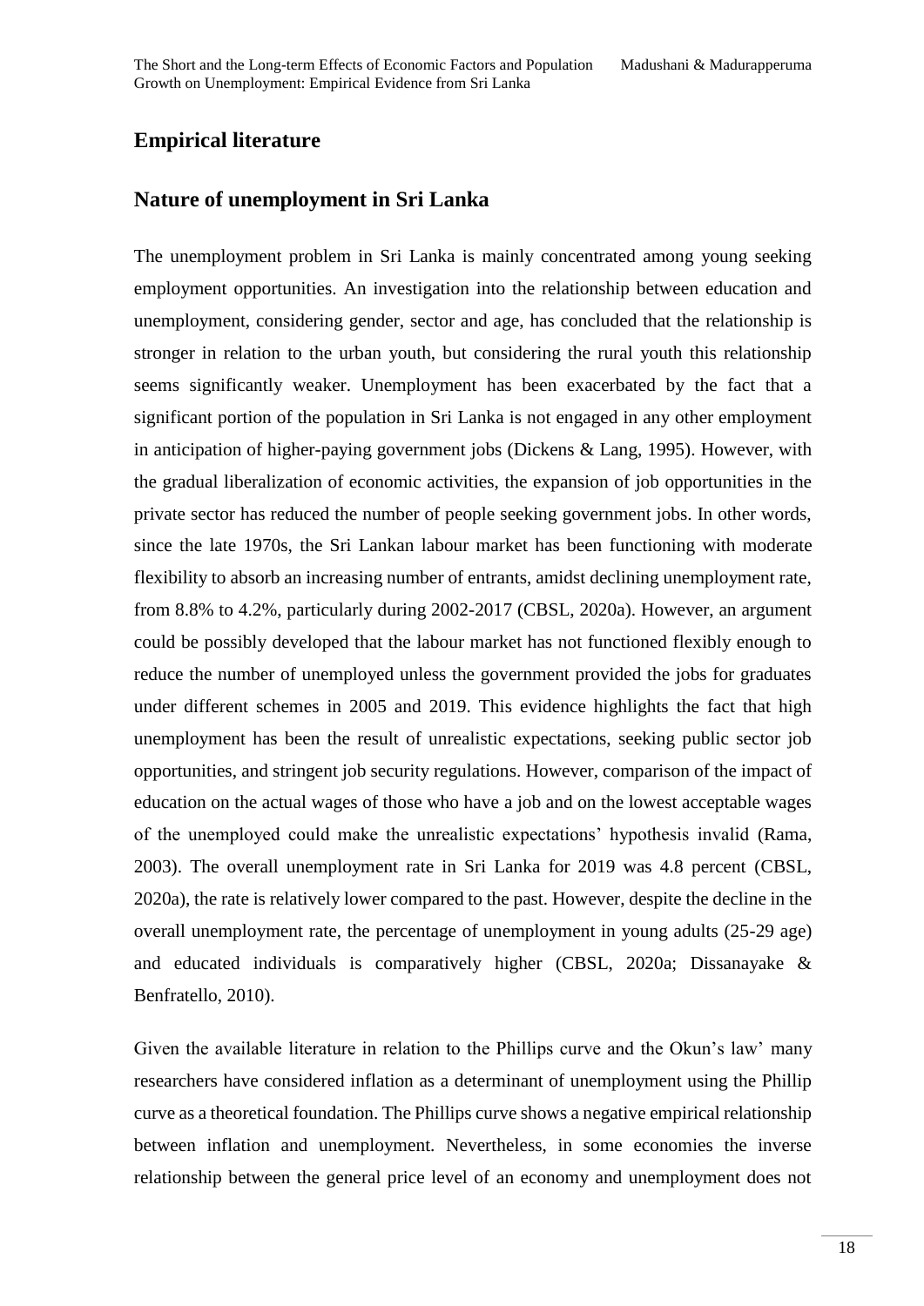## Empirical literature

## Nature of unemployment in Sri Lanka

The unemployment problem in Sri Lanka is mainly concentrated among young seeking employment opportunities. An investigation into the relationship between education and unemployment, considering gender, sector and age, has concluded that the relationship is stronger in relation to the urban youth, but considering the rural youth this relationship seems significantly weaker. Unemployment has been exacerbated by the fact that a significant portion of the population in Sri Lanka is not engaged in any other employment in anticipation of higher-paying government jobs (Dickens & Lang, 1995). However, with the gradual liberalization of economic activities, the expansion of job opportunities in the private sector has reduced the number of people seeking government jobs. In other words, since the late 1970s, the Sri Lankan labour market has been functioning with moderate flexibility to absorb an increasing number of entrants, amidst declining unemployment rate, from 8.8% to 4.2%, particularly during 2002-2017 (CBSL, 2020a). However, an argument could be possibly developed that the labour market has not functioned flexibly enough to reduce the number of unemployed unless the government provided the jobs for graduates under different schemes in 2005 and 2019. This evidence highlights the fact that high unemployment has been the result of unrealistic expectations, seeking public sector job opportunities, and stringent job security regulations. However, comparison of the impact of education on the actual wages of those who have a job and on the lowest acceptable wages of the unemployed could make the unrealistic expectations' hypothesis invalid (Rama, 2003). The overall unemployment rate in Sri Lanka for 2019 was 4.8 percent (CBSL, 2020a), the rate is relatively lower compared to the past. However, despite the decline in the overall unemployment rate, the percentage of unemployment in young adults (25-29 age) and educated individuals is comparatively higher (CBSL, 2020a; Dissanayake & Benfratello, 2010).

Given the available literature in relation to the Phillips curve and the Okun's law' many researchers have considered inflation as a determinant of unemployment using the Phillip curve as a theoretical foundation. The Phillips curve shows a negative empirical relationship between inflation and unemployment. Nevertheless, in some economies the inverse relationship between the general price level of an economy and unemployment does not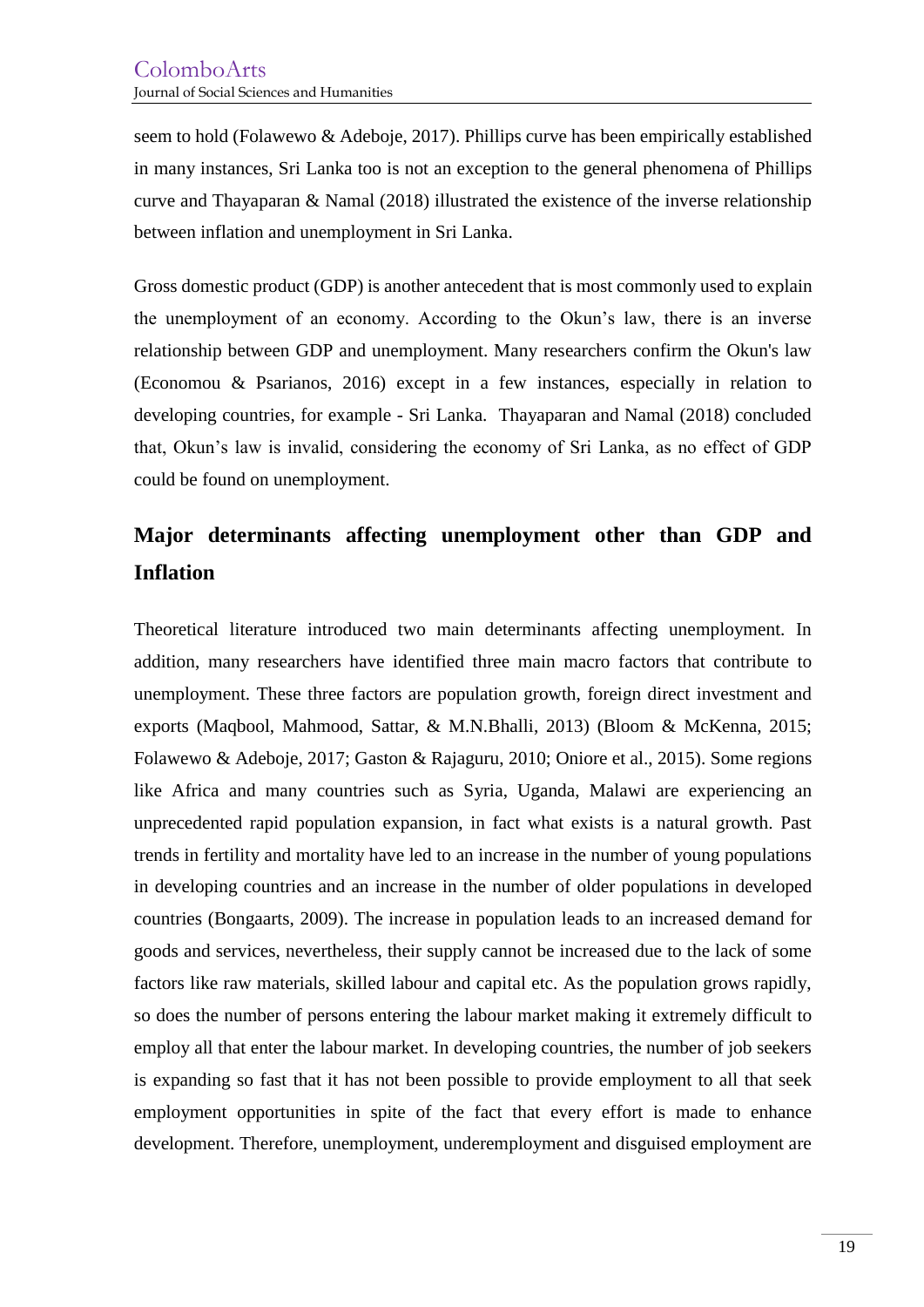seem to hold (Folawewo & Adeboje, 2017). Phillips curve has been empirically established in many instances, Sri Lanka too is not an exception to the general phenomena of Phillips curve and Thayaparan & Namal (2018) illustrated the existence of the inverse relationship between inflation and unemployment in Sri Lanka.

Gross domestic product (GDP) is another antecedent that is most commonly used to explain the unemployment of an economy. According to the Okun's law, there is an inverse relationship between GDP and unemployment. Many researchers confirm the Okun's law (Economou & Psarianos, 2016) except in a few instances, especially in relation to developing countries, for example - Sri Lanka. Thayaparan and Namal (2018) concluded that, Okun's law is invalid, considering the economy of Sri Lanka, as no effect of GDP could be found on unemployment.

## Major determinants affecting unemployment other than GDP and Inflation

Theoretical literature introduced two main determinants affecting unemployment. In addition, many researchers have identified three main macro factors that contribute to unemployment. These three factors are population growth, foreign direct investment and exports (Maqbool, Mahmood, Sattar, & M.N.Bhalli, 2013) (Bloom & McKenna, 2015; Folawewo & Adeboje, 2017; Gaston & Rajaguru, 2010; Oniore et al., 2015). Some regions like Africa and many countries such as Syria, Uganda, Malawi are experiencing an unprecedented rapid population expansion, in fact what exists is a natural growth. Past trends in fertility and mortality have led to an increase in the number of young populations in developing countries and an increase in the number of older populations in developed countries (Bongaarts, 2009). The increase in population leads to an increased demand for goods and services, nevertheless, their supply cannot be increased due to the lack of some factors like raw materials, skilled labour and capital etc. As the population grows rapidly, so does the number of persons entering the labour market making it extremely difficult to employ all that enter the labour market. In developing countries, the number of job seekers is expanding so fast that it has not been possible to provide employment to all that seek employment opportunities in spite of the fact that every effort is made to enhance development. Therefore, unemployment, underemployment and disguised employment are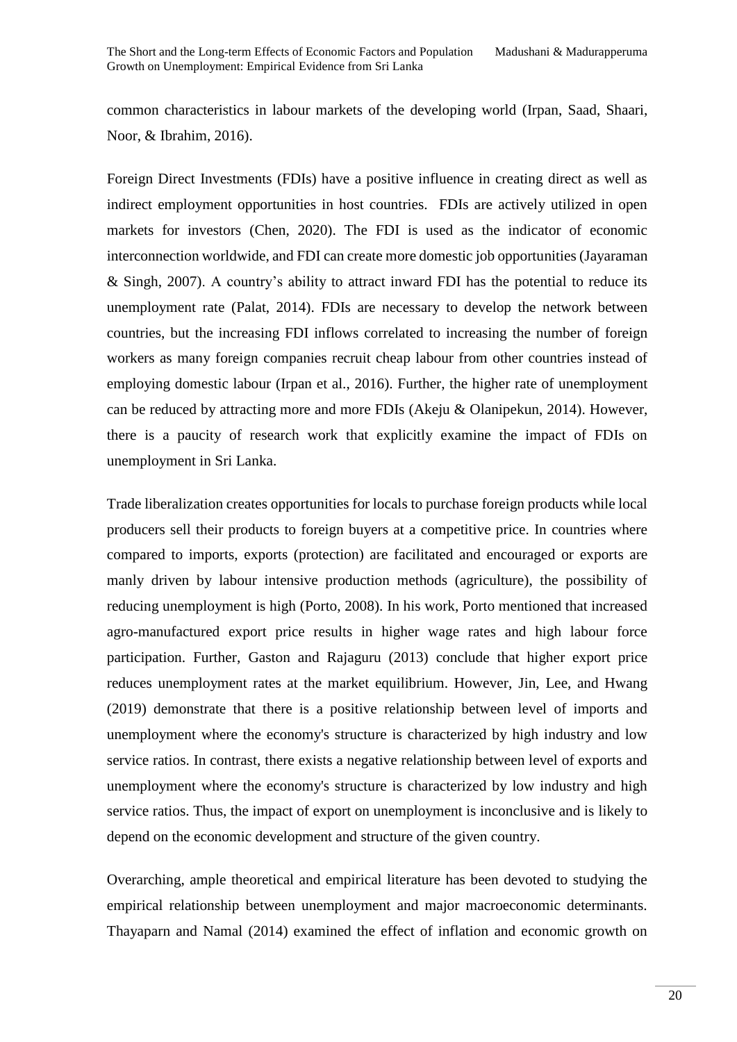common characteristics in labour markets of the developing world (Irpan, Saad, Shaari, Noor, & Ibrahim, 2016).

Foreign Direct Investments (FDIs) have a positive influence in creating direct as well as indirect employment opportunities in host countries. FDIs are actively utilized in open markets for investors (Chen, 2020). The FDI is used as the indicator of economic interconnection worldwide, and FDI can create more domestic job opportunities (Jayaraman & Singh, 2007). A country's ability to attract inward FDI has the potential to reduce its unemployment rate (Palat, 2014). FDIs are necessary to develop the network between countries, but the increasing FDI inflows correlated to increasing the number of foreign workers as many foreign companies recruit cheap labour from other countries instead of employing domestic labour (Irpan et al., 2016). Further, the higher rate of unemployment can be reduced by attracting more and more FDIs (Akeju & Olanipekun, 2014). However, there is a paucity of research work that explicitly examine the impact of FDIs on unemployment in Sri Lanka.

Trade liberalization creates opportunities for locals to purchase foreign products while local producers sell their products to foreign buyers at a competitive price. In countries where compared to imports, exports (protection) are facilitated and encouraged or exports are manly driven by labour intensive production methods (agriculture), the possibility of reducing unemployment is high (Porto, 2008). In his work, Porto mentioned that increased agro-manufactured export price results in higher wage rates and high labour force participation. Further, Gaston and Rajaguru (2013) conclude that higher export price reduces unemployment rates at the market equilibrium. However, Jin, Lee, and Hwang (2019) demonstrate that there is a positive relationship between level of imports and unemployment where the economy's structure is characterized by high industry and low service ratios. In contrast, there exists a negative relationship between level of exports and unemployment where the economy's structure is characterized by low industry and high service ratios. Thus, the impact of export on unemployment is inconclusive and is likely to depend on the economic development and structure of the given country.

Overarching, ample theoretical and empirical literature has been devoted to studying the empirical relationship between unemployment and major macroeconomic determinants. Thayaparn and Namal (2014) examined the effect of inflation and economic growth on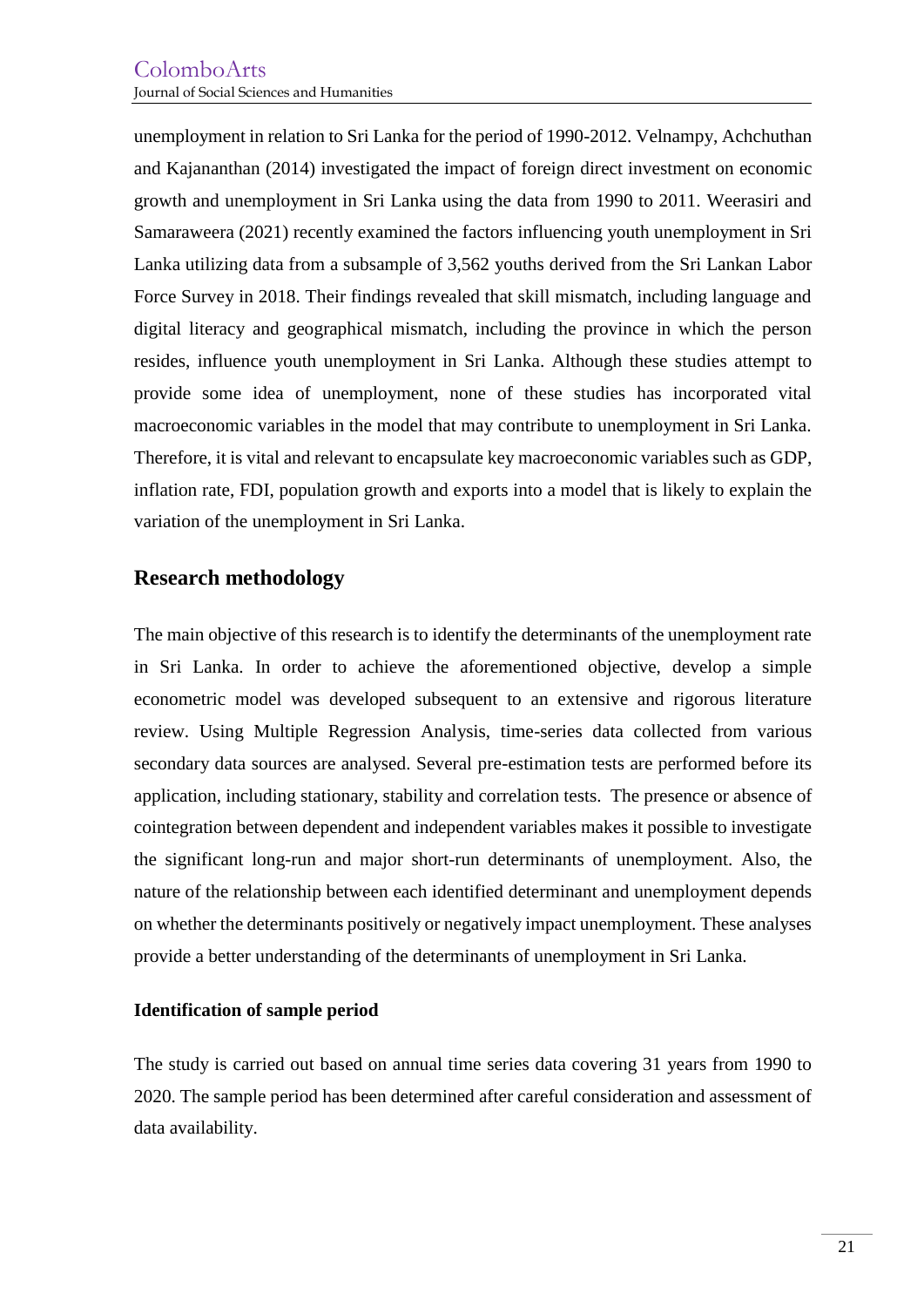unemployment in relation to Sri Lanka for the period of 1990-2012. Velnampy, Achchuthan and Kajananthan (2014) investigated the impact of foreign direct investment on economic growth and unemployment in Sri Lanka using the data from 1990 to 2011. Weerasiri and Samaraweera (2021) recently examined the factors influencing youth unemployment in Sri Lanka utilizing data from a subsample of 3,562 youths derived from the Sri Lankan Labor Force Survey in 2018. Their findings revealed that skill mismatch, including language and digital literacy and geographical mismatch, including the province in which the person resides, influence youth unemployment in Sri Lanka. Although these studies attempt to provide some idea of unemployment, none of these studies has incorporated vital macroeconomic variables in the model that may contribute to unemployment in Sri Lanka. Therefore, it is vital and relevant to encapsulate key macroeconomic variables such as GDP, inflation rate, FDI, population growth and exports into a model that is likely to explain the variation of the unemployment in Sri Lanka.

## Research methodology

The main objective of this research is to identify the determinants of the unemployment rate in Sri Lanka. In order to achieve the aforementioned objective, develop a simple econometric model was developed subsequent to an extensive and rigorous literature review. Using Multiple Regression Analysis, time-series data collected from various secondary data sources are analysed. Several pre-estimation tests are performed before its application, including stationary, stability and correlation tests. The presence or absence of cointegration between dependent and independent variables makes it possible to investigate the significant long-run and major short-run determinants of unemployment. Also, the nature of the relationship between each identified determinant and unemployment depends on whether the determinants positively or negatively impact unemployment. These analyses provide a better understanding of the determinants of unemployment in Sri Lanka.

### Identification of sample period

The study is carried out based on annual time series data covering 31 years from 1990 to 2020. The sample period has been determined after careful consideration and assessment of data availability.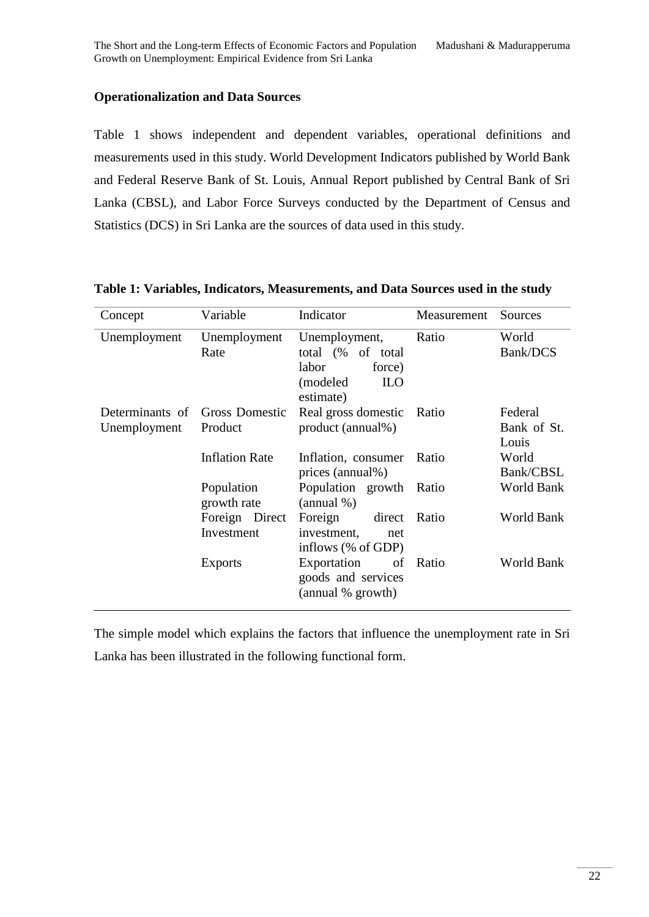### Operationalization and Data Sources

Table 1 shows independent and dependent variables, operational definitions and measurements used in this study. World Development Indicators published by World Bank and Federal Reserve Bank of St. Louis, Annual Report published by Central Bank of Sri Lanka (CBSL), and Labor Force Surveys conducted by the Department of Census and Statistics (DCS) in Sri Lanka are the sources of data used in this study.

**Table 1: Variables, Indicators, Measurements, and Data Sources used in the study**

| Concept | Variable | Indicator | Measurement | Sources |
|---|---|---|---|---|
| Unemployment | Unemployment Rate | Unemployment, total (% of total labor force) (modeled ILO estimate) | Ratio | World Bank/DCS |
| Determinants of Unemployment | Gross Domestic Product | Real gross domestic product (annual%) | Ratio | Federal Bank of St. Louis |
| | Inflation Rate | Inflation, consumer prices (annual%) | Ratio | World Bank/CBSL |
| | Population growth rate | Population growth (annual %) | Ratio | World Bank |
| | Foreign Direct Investment | Foreign direct investment, net inflows (% of GDP) | Ratio | World Bank |
| | Exports | Exportation of goods and services (annual % growth) | Ratio | World Bank |

The simple model which explains the factors that influence the unemployment rate in Sri Lanka has been illustrated in the following functional form.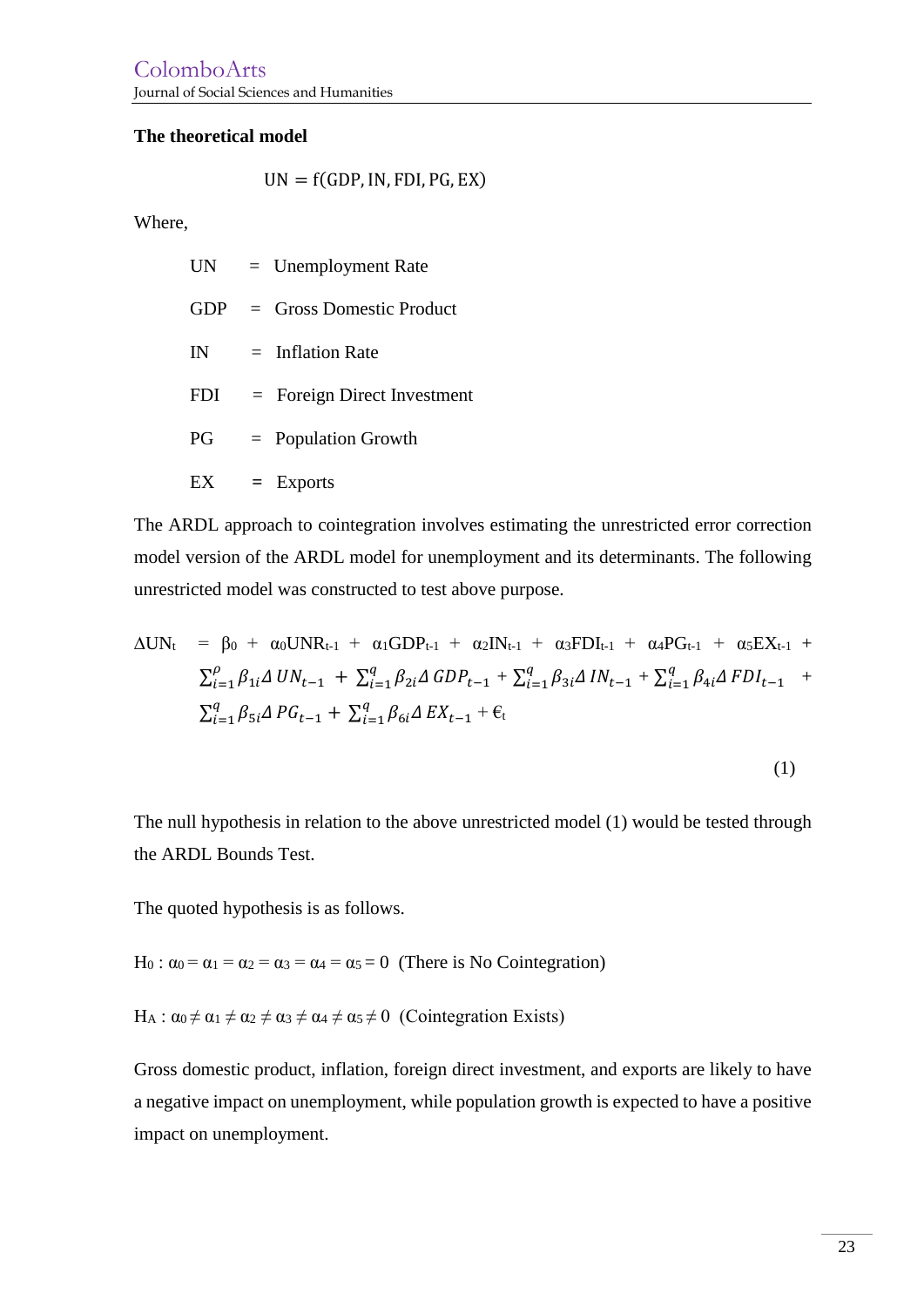### The theoretical model

$$UN = f(GDP, IN, FDI, PG, EX)$$

Where,

UN = Unemployment Rate

GDP = Gross Domestic Product

IN = Inflation Rate

FDI = Foreign Direct Investment

PG = Population Growth

EX = Exports

The ARDL approach to cointegration involves estimating the unrestricted error correction model version of the ARDL model for unemployment and its determinants. The following unrestricted model was constructed to test above purpose.

$$\Delta UN_t = \beta_0 + \alpha_0 UNR_{t-1} + \alpha_1 GDP_{t-1} + \alpha_2 IN_{t-1} + \alpha_3 FDI_{t-1} + \alpha_4 PG_{t-1} + \alpha_5 EX_{t-1} + \sum_{i=1}^{\rho} \beta_{1i} \Delta UN_{t-1} + \sum_{i=1}^{q} \beta_{2i} \Delta GDP_{t-1} + \sum_{i=1}^{q} \beta_{3i} \Delta IN_{t-1} + \sum_{i=1}^{q} \beta_{4i} \Delta FDI_{t-1} + \sum_{i=1}^{q} \beta_{5i} \Delta PG_{t-1} + \sum_{i=1}^{q} \beta_{6i} \Delta EX_{t-1} + €_t \quad (1)$$

The null hypothesis in relation to the above unrestricted model (1) would be tested through the ARDL Bounds Test.

The quoted hypothesis is as follows.

$H_0 : \alpha_0 = \alpha_1 = \alpha_2 = \alpha_3 = \alpha_4 = \alpha_5 = 0$ (There is No Cointegration)

$H_A : \alpha_0 \neq \alpha_1 \neq \alpha_2 \neq \alpha_3 \neq \alpha_4 \neq \alpha_5 \neq 0$ (Cointegration Exists)

Gross domestic product, inflation, foreign direct investment, and exports are likely to have a negative impact on unemployment, while population growth is expected to have a positive impact on unemployment.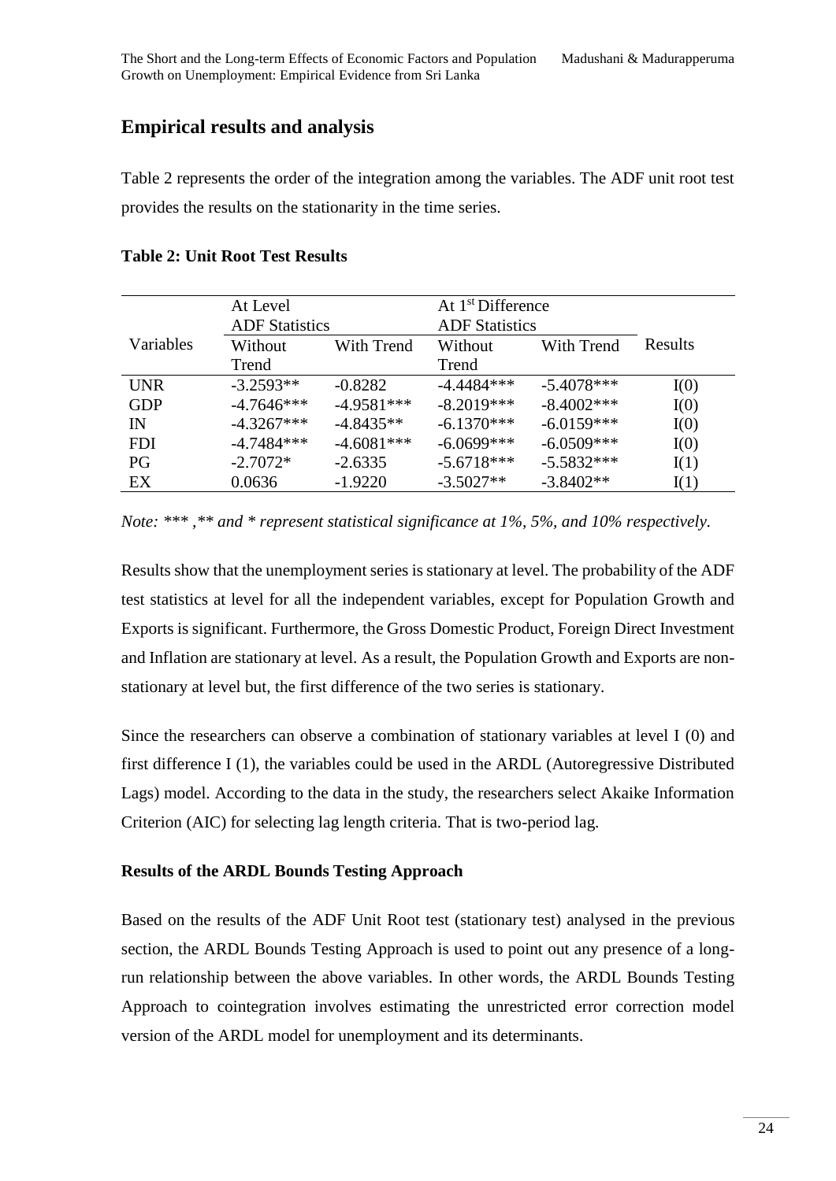## Empirical results and analysis

Table 2 represents the order of the integration among the variables. The ADF unit root test provides the results on the stationarity in the time series.

**Table 2: Unit Root Test Results**

| Variables | At Level ADF Statistics | | At 1st Difference ADF Statistics | | Results |
|---|---|---|---|---|---|
| | Without Trend | With Trend | Without Trend | With Trend | |
| UNR | -3.2593** | -0.8282 | -4.4484*** | -5.4078*** | I(0) |
| GDP | -4.7646*** | -4.9581*** | -8.2019*** | -8.4002*** | I(0) |
| IN | -4.3267*** | -4.8435** | -6.1370*** | -6.0159*** | I(0) |
| FDI | -4.7484*** | -4.6081*** | -6.0699*** | -6.0509*** | I(0) |
| PG | -2.7072* | -2.6335 | -5.6718*** | -5.5832*** | I(1) |
| EX | 0.0636 | -1.9220 | -3.5027** | -3.8402** | I(1) |

*Note: *** ,** and * represent statistical significance at 1%, 5%, and 10% respectively.*

Results show that the unemployment series is stationary at level. The probability of the ADF test statistics at level for all the independent variables, except for Population Growth and Exports is significant. Furthermore, the Gross Domestic Product, Foreign Direct Investment and Inflation are stationary at level. As a result, the Population Growth and Exports are non-stationary at level but, the first difference of the two series is stationary.

Since the researchers can observe a combination of stationary variables at level I (0) and first difference I (1), the variables could be used in the ARDL (Autoregressive Distributed Lags) model. According to the data in the study, the researchers select Akaike Information Criterion (AIC) for selecting lag length criteria. That is two-period lag.

### Results of the ARDL Bounds Testing Approach

Based on the results of the ADF Unit Root test (stationary test) analysed in the previous section, the ARDL Bounds Testing Approach is used to point out any presence of a long-run relationship between the above variables. In other words, the ARDL Bounds Testing Approach to cointegration involves estimating the unrestricted error correction model version of the ARDL model for unemployment and its determinants.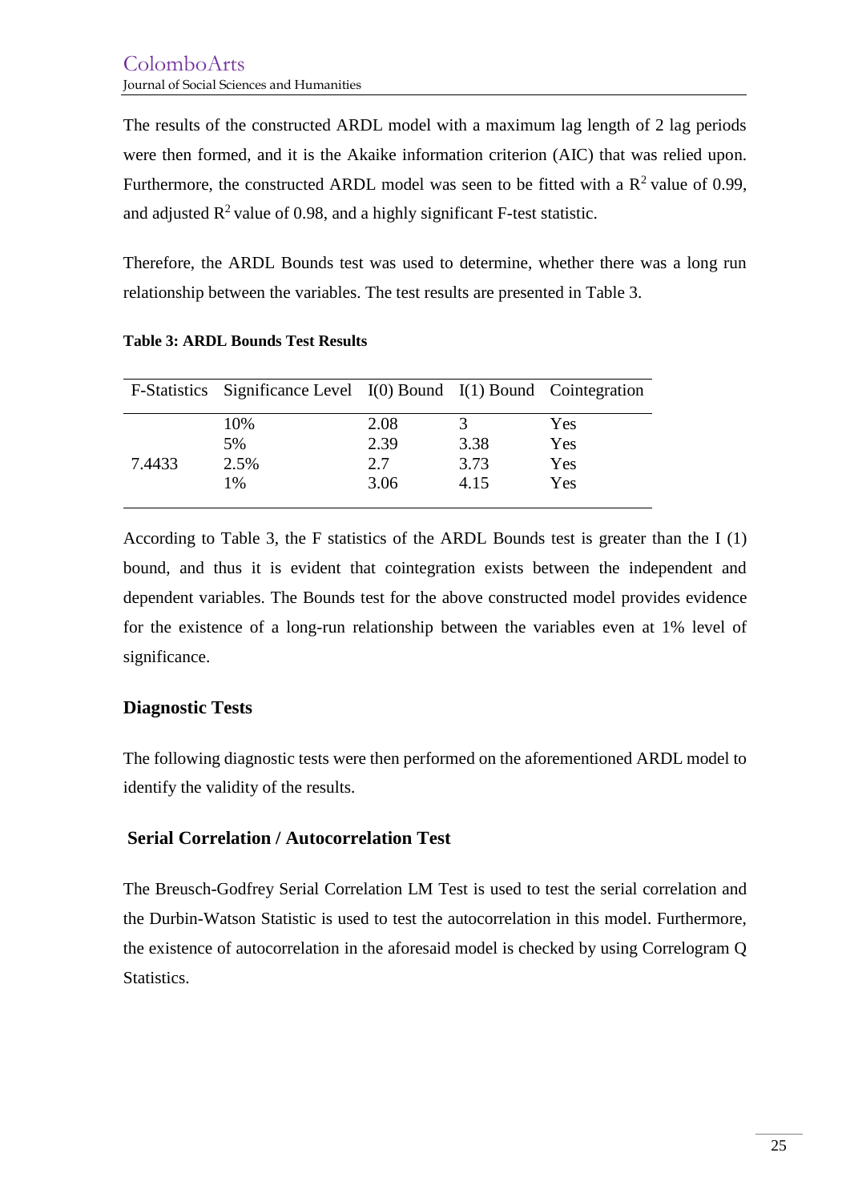The results of the constructed ARDL model with a maximum lag length of 2 lag periods were then formed, and it is the Akaike information criterion (AIC) that was relied upon. Furthermore, the constructed ARDL model was seen to be fitted with a $R^2$ value of 0.99, and adjusted $R^2$ value of 0.98, and a highly significant F-test statistic.

Therefore, the ARDL Bounds test was used to determine, whether there was a long run relationship between the variables. The test results are presented in Table 3.

**Table 3: ARDL Bounds Test Results**

| F-Statistics | Significance Level | I(0) Bound | I(1) Bound | Cointegration |
|---|---|---|---|---|
| | 10% | 2.08 | 3 | Yes |
| | 5% | 2.39 | 3.38 | Yes |
| 7.4433 | 2.5% | 2.7 | 3.73 | Yes |
| | 1% | 3.06 | 4.15 | Yes |

According to Table 3, the F statistics of the ARDL Bounds test is greater than the I (1) bound, and thus it is evident that cointegration exists between the independent and dependent variables. The Bounds test for the above constructed model provides evidence for the existence of a long-run relationship between the variables even at 1% level of significance.

## Diagnostic Tests

The following diagnostic tests were then performed on the aforementioned ARDL model to identify the validity of the results.

### Serial Correlation / Autocorrelation Test

The Breusch-Godfrey Serial Correlation LM Test is used to test the serial correlation and the Durbin-Watson Statistic is used to test the autocorrelation in this model. Furthermore, the existence of autocorrelation in the aforesaid model is checked by using Correlogram Q Statistics.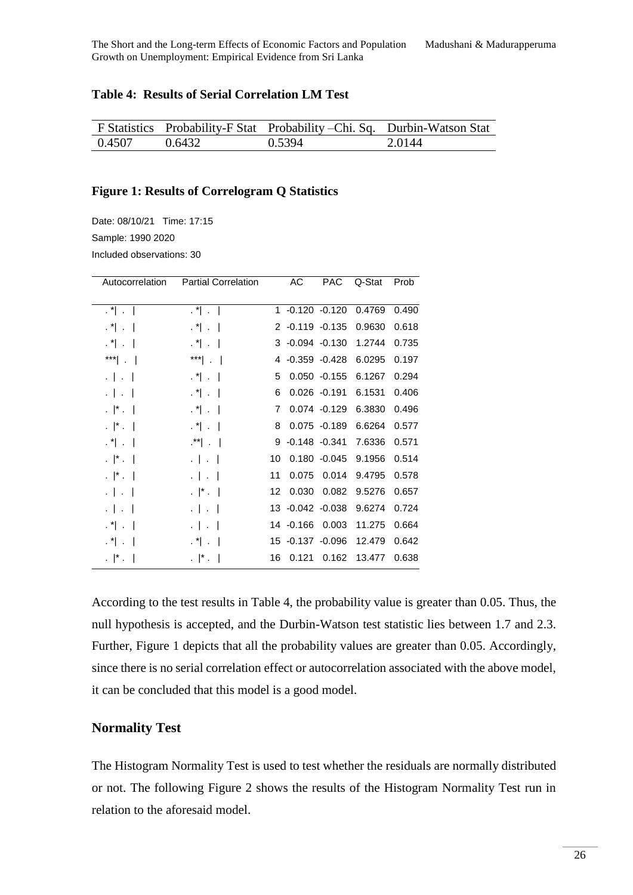**Table 4: Results of Serial Correlation LM Test**

| F Statistics | Probability-F Stat | Probability –Chi. Sq. | Durbin-Watson Stat |
|---|---|---|---|
| 0.4507 | 0.6432 | 0.5394 | 2.0144 |

**Figure 1: Results of Correlogram Q Statistics**

Date: 08/10/21 Time: 17:15
Sample: 1990 2020
Included observations: 30

| Autocorrelation | Partial Correlation | | AC | PAC | Q-Stat | Prob |
|---|---|---|---|---|---|---|
| . *\| . \| | . *\| . \| | 1 | -0.120 | -0.120 | 0.4769 | 0.490 |
| . *\| . \| | . *\| . \| | 2 | -0.119 | -0.135 | 0.9630 | 0.618 |
| . *\| . \| | . *\| . \| | 3 | -0.094 | -0.130 | 1.2744 | 0.735 |
| ***\| . \| | ***\| . \| | 4 | -0.359 | -0.428 | 6.0295 | 0.197 |
| . \| . \| | . *\| . \| | 5 | 0.050 | -0.155 | 6.1267 | 0.294 |
| . \| . \| | . *\| . \| | 6 | 0.026 | -0.191 | 6.1531 | 0.406 |
| . \|* . \| | . *\| . \| | 7 | 0.074 | -0.129 | 6.3830 | 0.496 |
| . \|* . \| | . *\| . \| | 8 | 0.075 | -0.189 | 6.6264 | 0.577 |
| . *\| . \| | .**\| . \| | 9 | -0.148 | -0.341 | 7.6336 | 0.571 |
| . \|* . \| | . \| . \| | 10 | 0.180 | -0.045 | 9.1956 | 0.514 |
| . \|* . \| | . \| . \| | 11 | 0.075 | 0.014 | 9.4795 | 0.578 |
| . \| . \| | . \|* . \| | 12 | 0.030 | 0.082 | 9.5276 | 0.657 |
| . \| . \| | . \| . \| | 13 | -0.042 | -0.038 | 9.6274 | 0.724 |
| . *\| . \| | . \| . \| | 14 | -0.166 | 0.003 | 11.275 | 0.664 |
| . *\| . \| | . *\| . \| | 15 | -0.137 | -0.096 | 12.479 | 0.642 |
| . \|* . \| | . \|* . \| | 16 | 0.121 | 0.162 | 13.477 | 0.638 |

According to the test results in Table 4, the probability value is greater than 0.05. Thus, the null hypothesis is accepted, and the Durbin-Watson test statistic lies between 1.7 and 2.3. Further, Figure 1 depicts that all the probability values are greater than 0.05. Accordingly, since there is no serial correlation effect or autocorrelation associated with the above model, it can be concluded that this model is a good model.

## Normality Test

The Histogram Normality Test is used to test whether the residuals are normally distributed or not. The following Figure 2 shows the results of the Histogram Normality Test run in relation to the aforesaid model.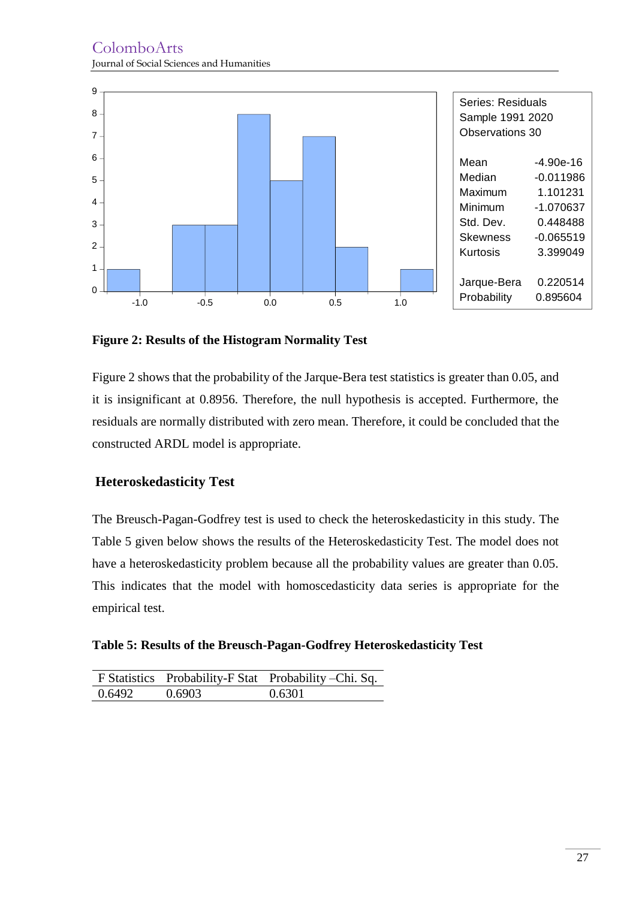| Series: Residuals | |
| --- | --- |
| Sample 1991 2020 | |
| Observations 30 | |
| Mean | -4.90e-16 |
| Median | -0.011986 |
| Maximum | 1.101231 |
| Minimum | -1.070637 |
| Std. Dev. | 0.448488 |
| Skewness | -0.065519 |
| Kurtosis | 3.399049 |
| Jarque-Bera | 0.220514 |
| Probability | 0.895604 |

**Figure 2: Results of the Histogram Normality Test**

Figure 2 shows that the probability of the Jarque-Bera test statistics is greater than 0.05, and it is insignificant at 0.8956. Therefore, the null hypothesis is accepted. Furthermore, the residuals are normally distributed with zero mean. Therefore, it could be concluded that the constructed ARDL model is appropriate.

## Heteroskedasticity Test

The Breusch-Pagan-Godfrey test is used to check the heteroskedasticity in this study. The Table 5 given below shows the results of the Heteroskedasticity Test. The model does not have a heteroskedasticity problem because all the probability values are greater than 0.05. This indicates that the model with homoscedasticity data series is appropriate for the empirical test.

**Table 5: Results of the Breusch-Pagan-Godfrey Heteroskedasticity Test**

| F Statistics | Probability-F Stat | Probability –Chi. Sq. |
| --- | --- | --- |
| 0.6492 | 0.6903 | 0.6301 |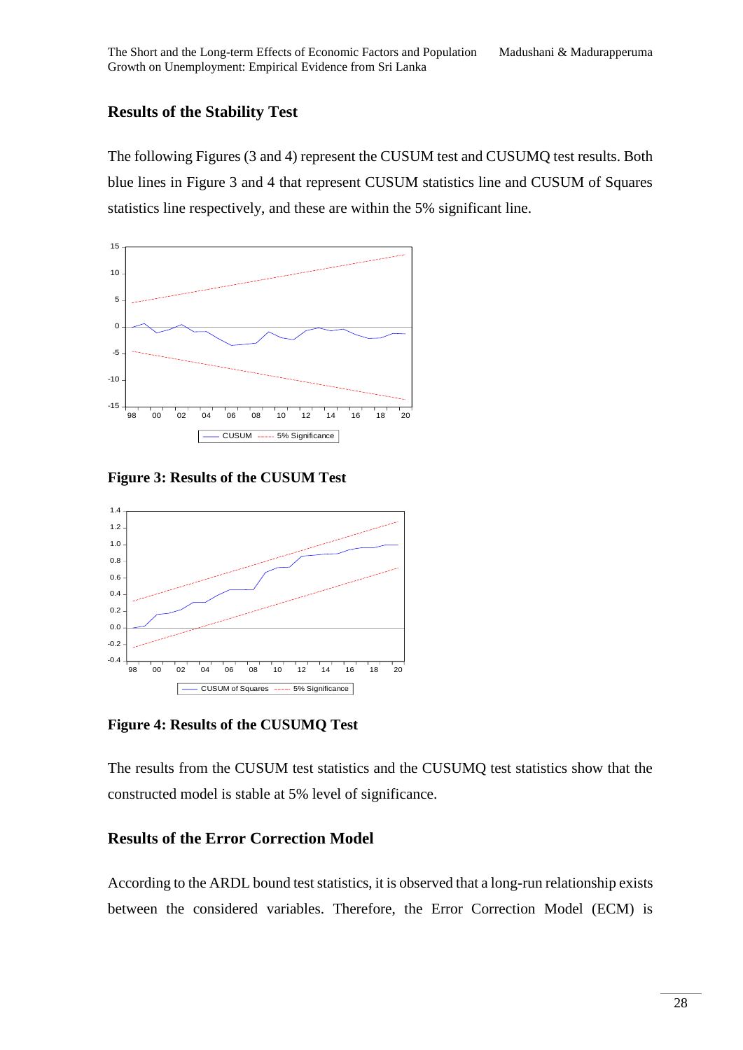## Results of the Stability Test

The following Figures (3 and 4) represent the CUSUM test and CUSUMQ test results. Both blue lines in Figure 3 and 4 that represent CUSUM statistics line and CUSUM of Squares statistics line respectively, and these are within the 5% significant line.

**Figure 3: Results of the CUSUM Test**

**Figure 4: Results of the CUSUMQ Test**

The results from the CUSUM test statistics and the CUSUMQ test statistics show that the constructed model is stable at 5% level of significance.

## Results of the Error Correction Model

According to the ARDL bound test statistics, it is observed that a long-run relationship exists between the considered variables. Therefore, the Error Correction Model (ECM) is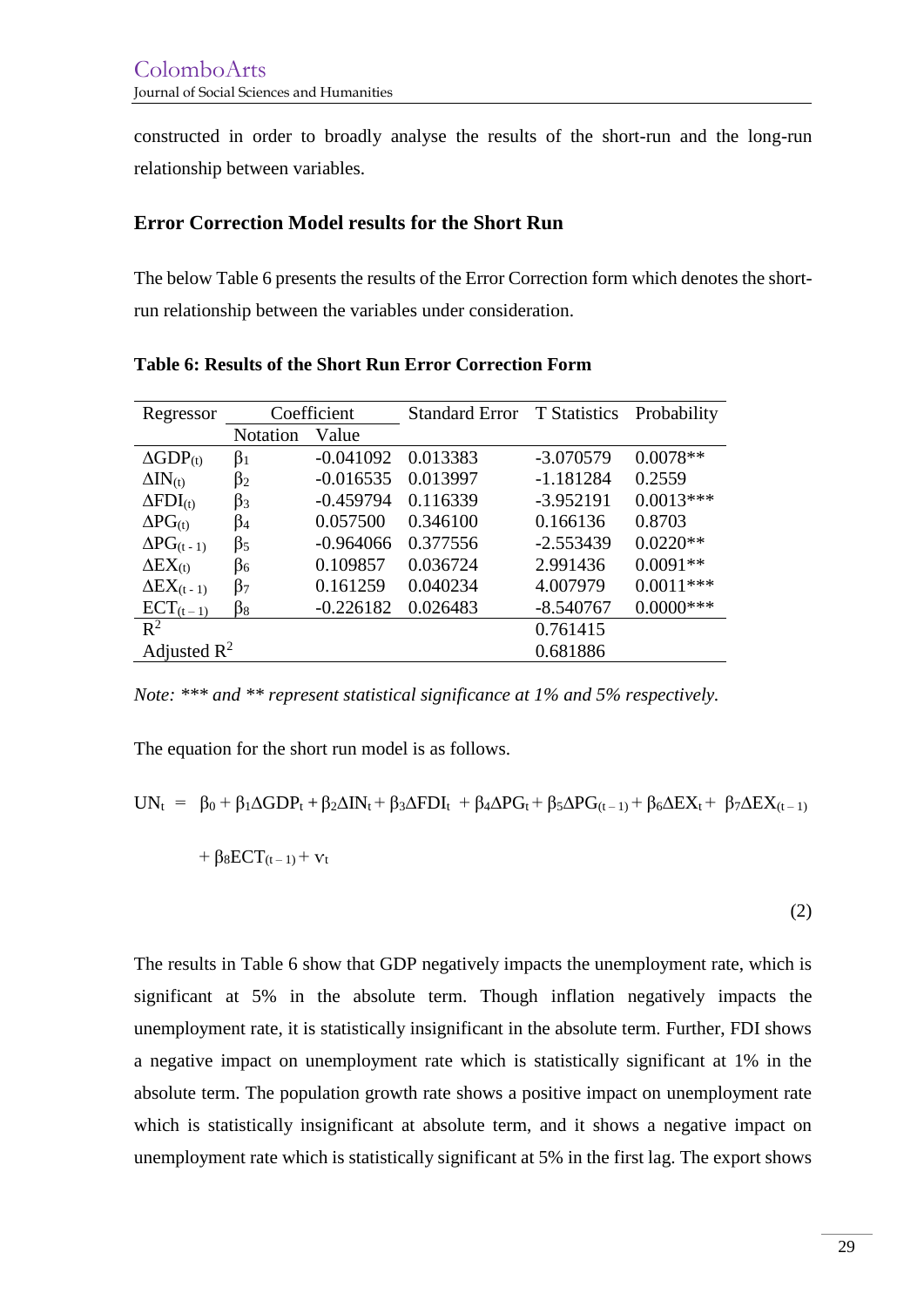constructed in order to broadly analyse the results of the short-run and the long-run relationship between variables.

## Error Correction Model results for the Short Run

The below Table 6 presents the results of the Error Correction form which denotes the short-run relationship between the variables under consideration.

**Table 6: Results of the Short Run Error Correction Form**

| Regressor | Coefficient | | Standard Error | T Statistics | Probability |
|---|---|---|---|---|---|
| | Notation | Value | | | |
| $\Delta GDP_{(t)}$ | $\beta_1$ | -0.041092 | 0.013383 | -3.070579 | 0.0078** |
| $\Delta IN_{(t)}$ | $\beta_2$ | -0.016535 | 0.013997 | -1.181284 | 0.2559 |
| $\Delta FDI_{(t)}$ | $\beta_3$ | -0.459794 | 0.116339 | -3.952191 | 0.0013*** |
| $\Delta PG_{(t)}$ | $\beta_4$ | 0.057500 | 0.346100 | 0.166136 | 0.8703 |
| $\Delta PG_{(t-1)}$ | $\beta_5$ | -0.964066 | 0.377556 | -2.553439 | 0.0220** |
| $\Delta EX_{(t)}$ | $\beta_6$ | 0.109857 | 0.036724 | 2.991436 | 0.0091** |
| $\Delta EX_{(t-1)}$ | $\beta_7$ | 0.161259 | 0.040234 | 4.007979 | 0.0011*** |
| $ECT_{(t-1)}$ | $\beta_8$ | -0.226182 | 0.026483 | -8.540767 | 0.0000*** |
| $R^2$ | | | | 0.761415 | |
| Adjusted $R^2$ | | | | 0.681886 | |

*Note: *** and ** represent statistical significance at 1% and 5% respectively.*

The equation for the short run model is as follows.

$$UN_t = \beta_0 + \beta_1 \Delta GDP_t + \beta_2 \Delta IN_t + \beta_3 \Delta FDI_t + \beta_4 \Delta PG_t + \beta_5 \Delta PG_{(t-1)} + \beta_6 \Delta EX_t + \beta_7 \Delta EX_{(t-1)} + \beta_8 ECT_{(t-1)} + v_t \quad (2)$$

The results in Table 6 show that GDP negatively impacts the unemployment rate, which is significant at 5% in the absolute term. Though inflation negatively impacts the unemployment rate, it is statistically insignificant in the absolute term. Further, FDI shows a negative impact on unemployment rate which is statistically significant at 1% in the absolute term. The population growth rate shows a positive impact on unemployment rate which is statistically insignificant at absolute term, and it shows a negative impact on unemployment rate which is statistically significant at 5% in the first lag. The export shows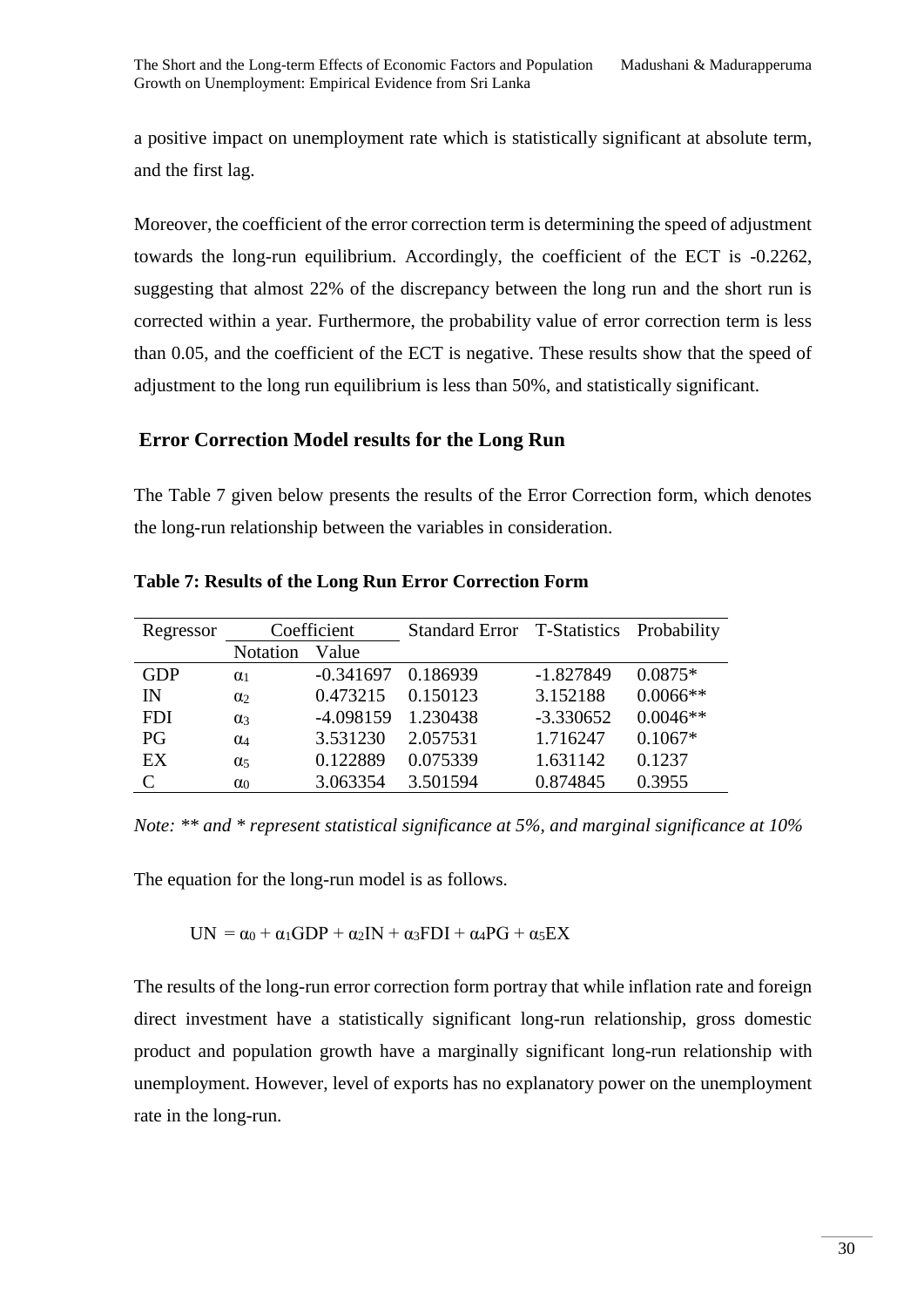a positive impact on unemployment rate which is statistically significant at absolute term, and the first lag.

Moreover, the coefficient of the error correction term is determining the speed of adjustment towards the long-run equilibrium. Accordingly, the coefficient of the ECT is -0.2262, suggesting that almost 22% of the discrepancy between the long run and the short run is corrected within a year. Furthermore, the probability value of error correction term is less than 0.05, and the coefficient of the ECT is negative. These results show that the speed of adjustment to the long run equilibrium is less than 50%, and statistically significant.

## Error Correction Model results for the Long Run

The Table 7 given below presents the results of the Error Correction form, which denotes the long-run relationship between the variables in consideration.

**Table 7: Results of the Long Run Error Correction Form**

| Regressor | Coefficient | | Standard Error | T-Statistics | Probability |
|---|---|---|---|---|---|
| | Notation | Value | | | |
| GDP | $\alpha_1$ | -0.341697 | 0.186939 | -1.827849 | 0.0875* |
| IN | $\alpha_2$ | 0.473215 | 0.150123 | 3.152188 | 0.0066** |
| FDI | $\alpha_3$ | -4.098159 | 1.230438 | -3.330652 | 0.0046** |
| PG | $\alpha_4$ | 3.531230 | 2.057531 | 1.716247 | 0.1067* |
| EX | $\alpha_5$ | 0.122889 | 0.075339 | 1.631142 | 0.1237 |
| C | $\alpha_0$ | 3.063354 | 3.501594 | 0.874845 | 0.3955 |

*Note: ** and * represent statistical significance at 5%, and marginal significance at 10%*

The equation for the long-run model is as follows.

$$UN = \alpha_0 + \alpha_1 GDP + \alpha_2 IN + \alpha_3 FDI + \alpha_4 PG + \alpha_5 EX$$

The results of the long-run error correction form portray that while inflation rate and foreign direct investment have a statistically significant long-run relationship, gross domestic product and population growth have a marginally significant long-run relationship with unemployment. However, level of exports has no explanatory power on the unemployment rate in the long-run.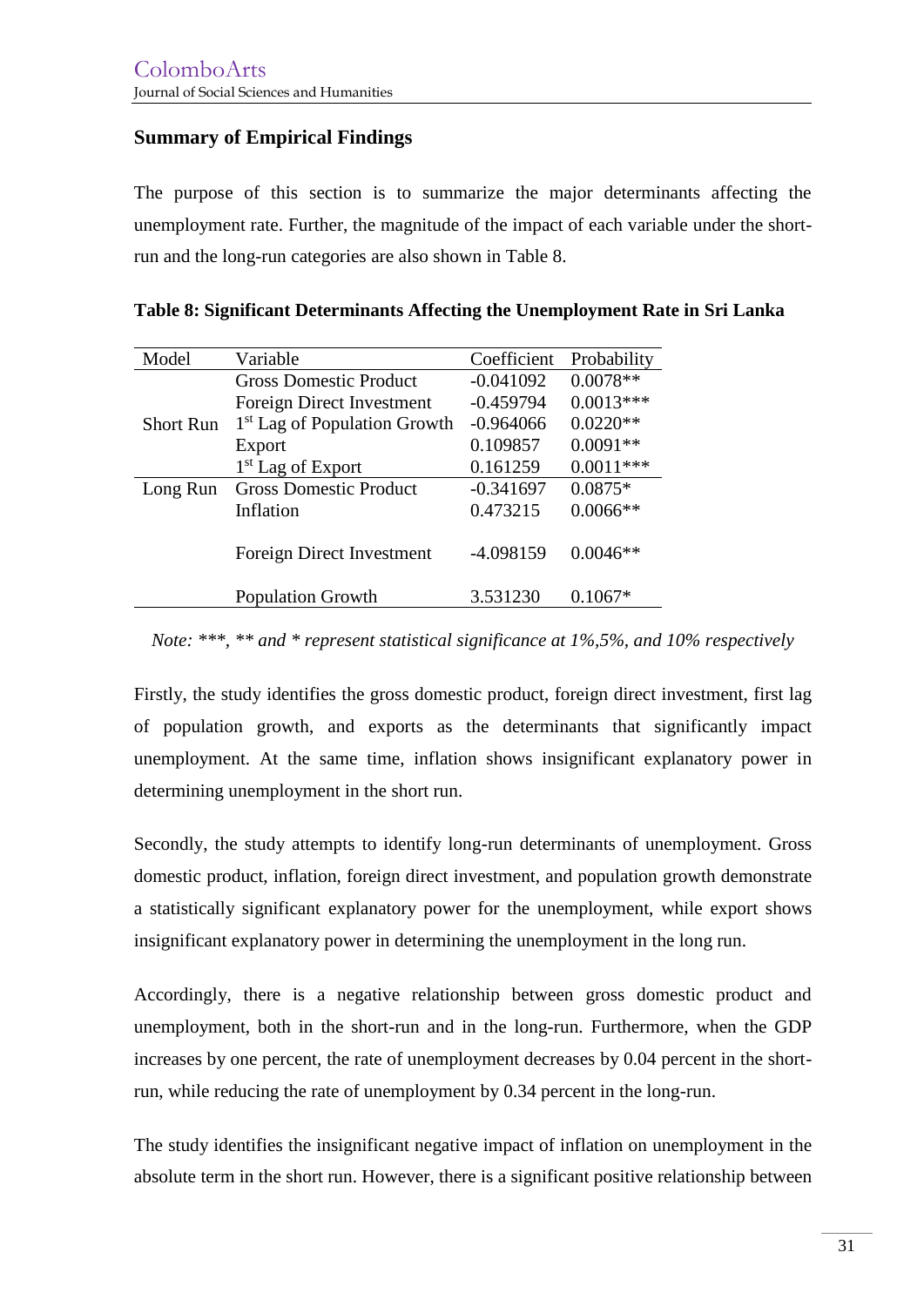## Summary of Empirical Findings

The purpose of this section is to summarize the major determinants affecting the unemployment rate. Further, the magnitude of the impact of each variable under the short-run and the long-run categories are also shown in Table 8.

**Table 8: Significant Determinants Affecting the Unemployment Rate in Sri Lanka**

| Model | Variable | Coefficient | Probability |
|---|---|---|---|
| Short Run | Gross Domestic Product | -0.041092 | 0.0078** |
| | Foreign Direct Investment | -0.459794 | 0.0013*** |
| | 1st Lag of Population Growth | -0.964066 | 0.0220** |
| | Export | 0.109857 | 0.0091** |
| | 1st Lag of Export | 0.161259 | 0.0011*** |
| Long Run | Gross Domestic Product | -0.341697 | 0.0875* |
| | Inflation | 0.473215 | 0.0066** |
| | Foreign Direct Investment | -4.098159 | 0.0046** |
| | Population Growth | 3.531230 | 0.1067* |

*Note: ***, ** and * represent statistical significance at 1%,5%, and 10% respectively*

Firstly, the study identifies the gross domestic product, foreign direct investment, first lag of population growth, and exports as the determinants that significantly impact unemployment. At the same time, inflation shows insignificant explanatory power in determining unemployment in the short run.

Secondly, the study attempts to identify long-run determinants of unemployment. Gross domestic product, inflation, foreign direct investment, and population growth demonstrate a statistically significant explanatory power for the unemployment, while export shows insignificant explanatory power in determining the unemployment in the long run.

Accordingly, there is a negative relationship between gross domestic product and unemployment, both in the short-run and in the long-run. Furthermore, when the GDP increases by one percent, the rate of unemployment decreases by 0.04 percent in the short-run, while reducing the rate of unemployment by 0.34 percent in the long-run.

The study identifies the insignificant negative impact of inflation on unemployment in the absolute term in the short run. However, there is a significant positive relationship between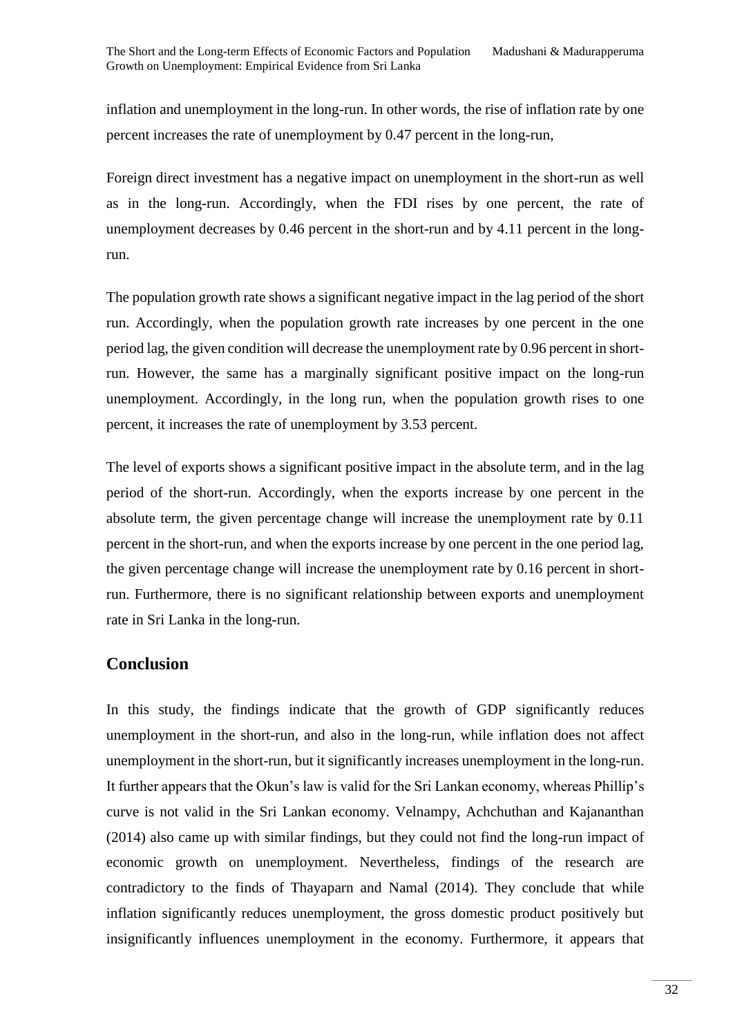inflation and unemployment in the long-run. In other words, the rise of inflation rate by one percent increases the rate of unemployment by 0.47 percent in the long-run,

Foreign direct investment has a negative impact on unemployment in the short-run as well as in the long-run. Accordingly, when the FDI rises by one percent, the rate of unemployment decreases by 0.46 percent in the short-run and by 4.11 percent in the long-run.

The population growth rate shows a significant negative impact in the lag period of the short run. Accordingly, when the population growth rate increases by one percent in the one period lag, the given condition will decrease the unemployment rate by 0.96 percent in short-run. However, the same has a marginally significant positive impact on the long-run unemployment. Accordingly, in the long run, when the population growth rises to one percent, it increases the rate of unemployment by 3.53 percent.

The level of exports shows a significant positive impact in the absolute term, and in the lag period of the short-run. Accordingly, when the exports increase by one percent in the absolute term, the given percentage change will increase the unemployment rate by 0.11 percent in the short-run, and when the exports increase by one percent in the one period lag, the given percentage change will increase the unemployment rate by 0.16 percent in short-run. Furthermore, there is no significant relationship between exports and unemployment rate in Sri Lanka in the long-run.

## Conclusion

In this study, the findings indicate that the growth of GDP significantly reduces unemployment in the short-run, and also in the long-run, while inflation does not affect unemployment in the short-run, but it significantly increases unemployment in the long-run. It further appears that the Okun's law is valid for the Sri Lankan economy, whereas Phillip's curve is not valid in the Sri Lankan economy. Velnampy, Achchuthan and Kajananthan (2014) also came up with similar findings, but they could not find the long-run impact of economic growth on unemployment. Nevertheless, findings of the research are contradictory to the finds of Thayaparn and Namal (2014). They conclude that while inflation significantly reduces unemployment, the gross domestic product positively but insignificantly influences unemployment in the economy. Furthermore, it appears that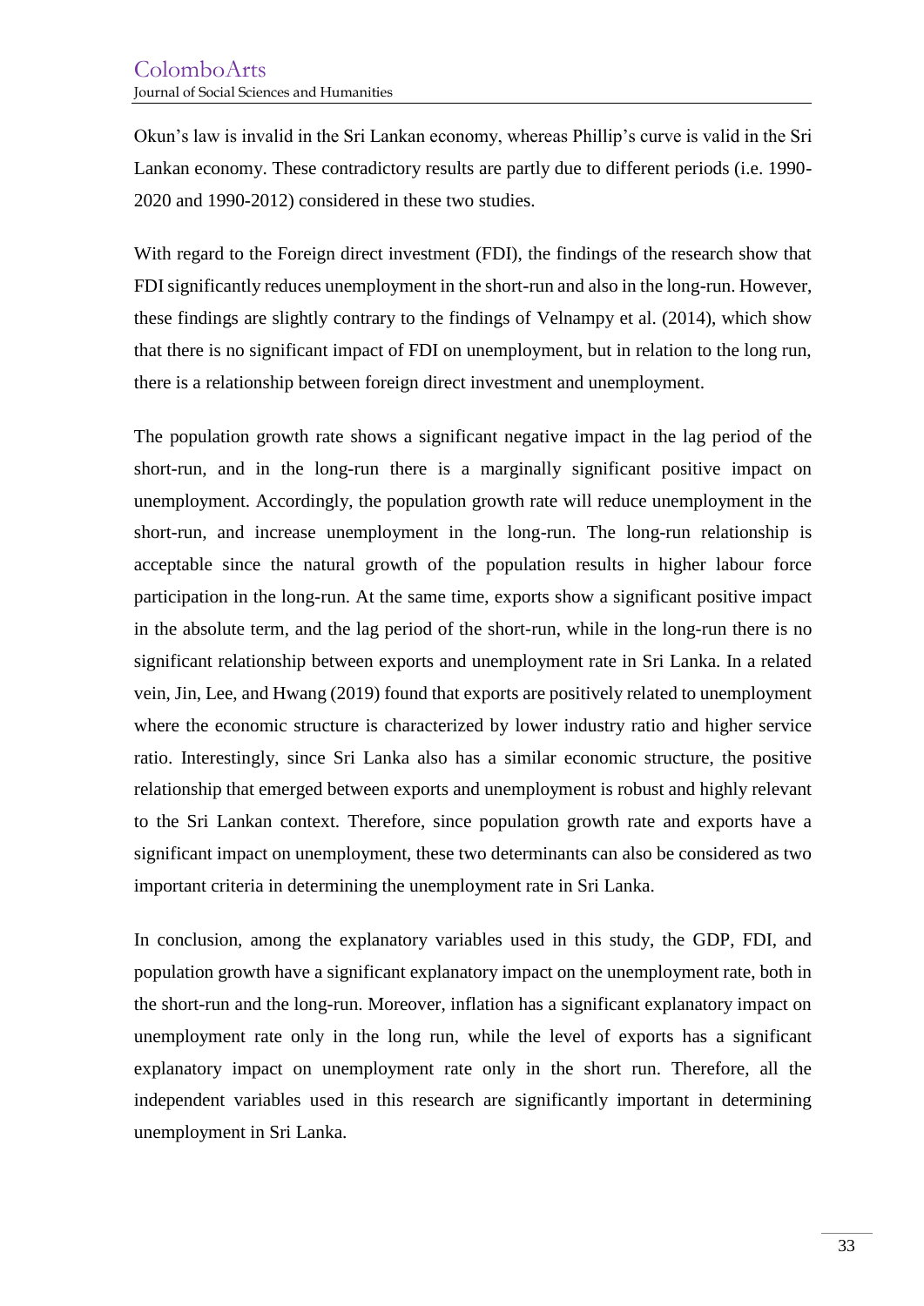Okun's law is invalid in the Sri Lankan economy, whereas Phillip's curve is valid in the Sri Lankan economy. These contradictory results are partly due to different periods (i.e. 1990-2020 and 1990-2012) considered in these two studies.

With regard to the Foreign direct investment (FDI), the findings of the research show that FDI significantly reduces unemployment in the short-run and also in the long-run. However, these findings are slightly contrary to the findings of Velnampy et al. (2014), which show that there is no significant impact of FDI on unemployment, but in relation to the long run, there is a relationship between foreign direct investment and unemployment.

The population growth rate shows a significant negative impact in the lag period of the short-run, and in the long-run there is a marginally significant positive impact on unemployment. Accordingly, the population growth rate will reduce unemployment in the short-run, and increase unemployment in the long-run. The long-run relationship is acceptable since the natural growth of the population results in higher labour force participation in the long-run. At the same time, exports show a significant positive impact in the absolute term, and the lag period of the short-run, while in the long-run there is no significant relationship between exports and unemployment rate in Sri Lanka. In a related vein, Jin, Lee, and Hwang (2019) found that exports are positively related to unemployment where the economic structure is characterized by lower industry ratio and higher service ratio. Interestingly, since Sri Lanka also has a similar economic structure, the positive relationship that emerged between exports and unemployment is robust and highly relevant to the Sri Lankan context. Therefore, since population growth rate and exports have a significant impact on unemployment, these two determinants can also be considered as two important criteria in determining the unemployment rate in Sri Lanka.

In conclusion, among the explanatory variables used in this study, the GDP, FDI, and population growth have a significant explanatory impact on the unemployment rate, both in the short-run and the long-run. Moreover, inflation has a significant explanatory impact on unemployment rate only in the long run, while the level of exports has a significant explanatory impact on unemployment rate only in the short run. Therefore, all the independent variables used in this research are significantly important in determining unemployment in Sri Lanka.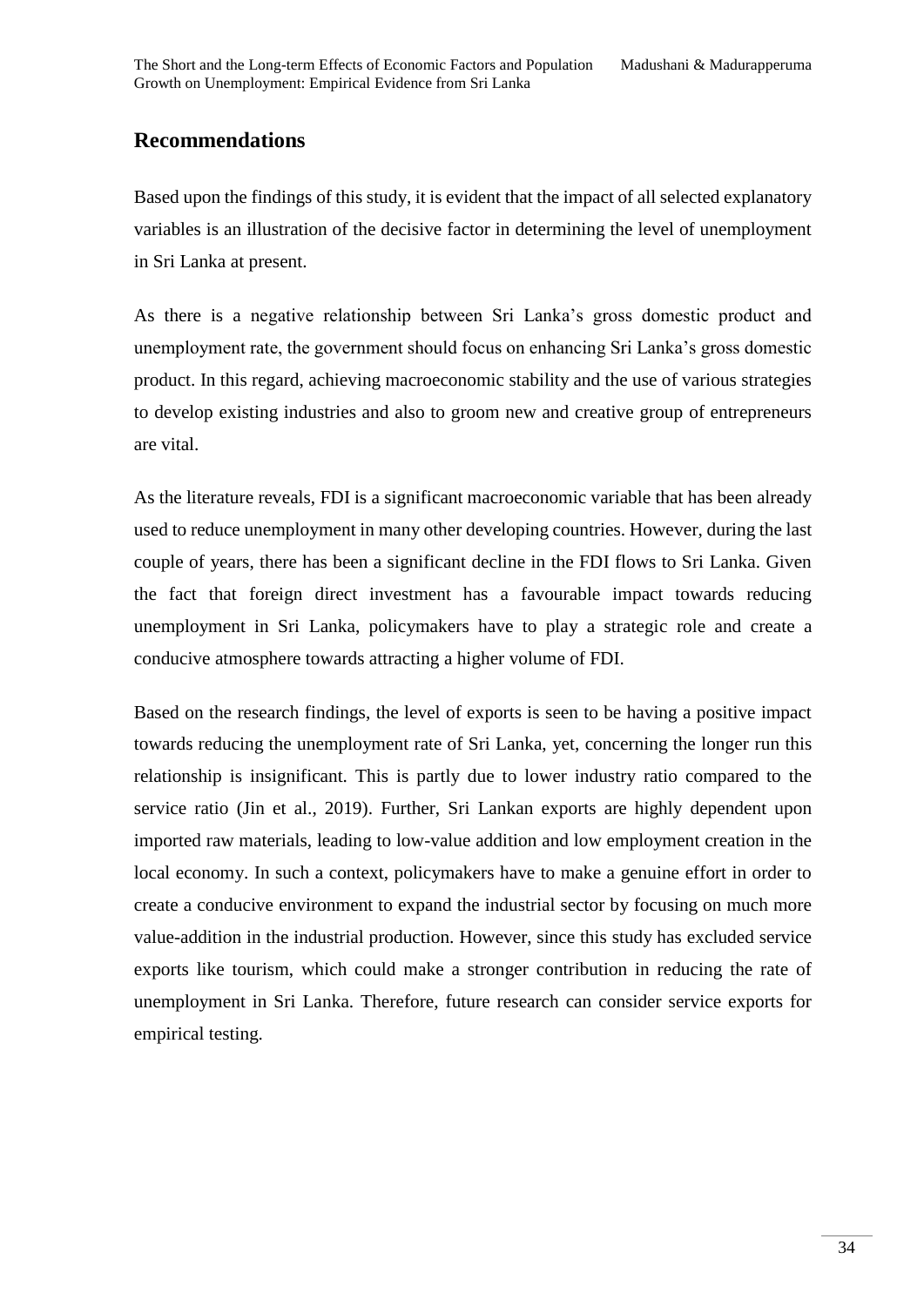## Recommendations

Based upon the findings of this study, it is evident that the impact of all selected explanatory variables is an illustration of the decisive factor in determining the level of unemployment in Sri Lanka at present.

As there is a negative relationship between Sri Lanka's gross domestic product and unemployment rate, the government should focus on enhancing Sri Lanka's gross domestic product. In this regard, achieving macroeconomic stability and the use of various strategies to develop existing industries and also to groom new and creative group of entrepreneurs are vital.

As the literature reveals, FDI is a significant macroeconomic variable that has been already used to reduce unemployment in many other developing countries. However, during the last couple of years, there has been a significant decline in the FDI flows to Sri Lanka. Given the fact that foreign direct investment has a favourable impact towards reducing unemployment in Sri Lanka, policymakers have to play a strategic role and create a conducive atmosphere towards attracting a higher volume of FDI.

Based on the research findings, the level of exports is seen to be having a positive impact towards reducing the unemployment rate of Sri Lanka, yet, concerning the longer run this relationship is insignificant. This is partly due to lower industry ratio compared to the service ratio (Jin et al., 2019). Further, Sri Lankan exports are highly dependent upon imported raw materials, leading to low-value addition and low employment creation in the local economy. In such a context, policymakers have to make a genuine effort in order to create a conducive environment to expand the industrial sector by focusing on much more value-addition in the industrial production. However, since this study has excluded service exports like tourism, which could make a stronger contribution in reducing the rate of unemployment in Sri Lanka. Therefore, future research can consider service exports for empirical testing.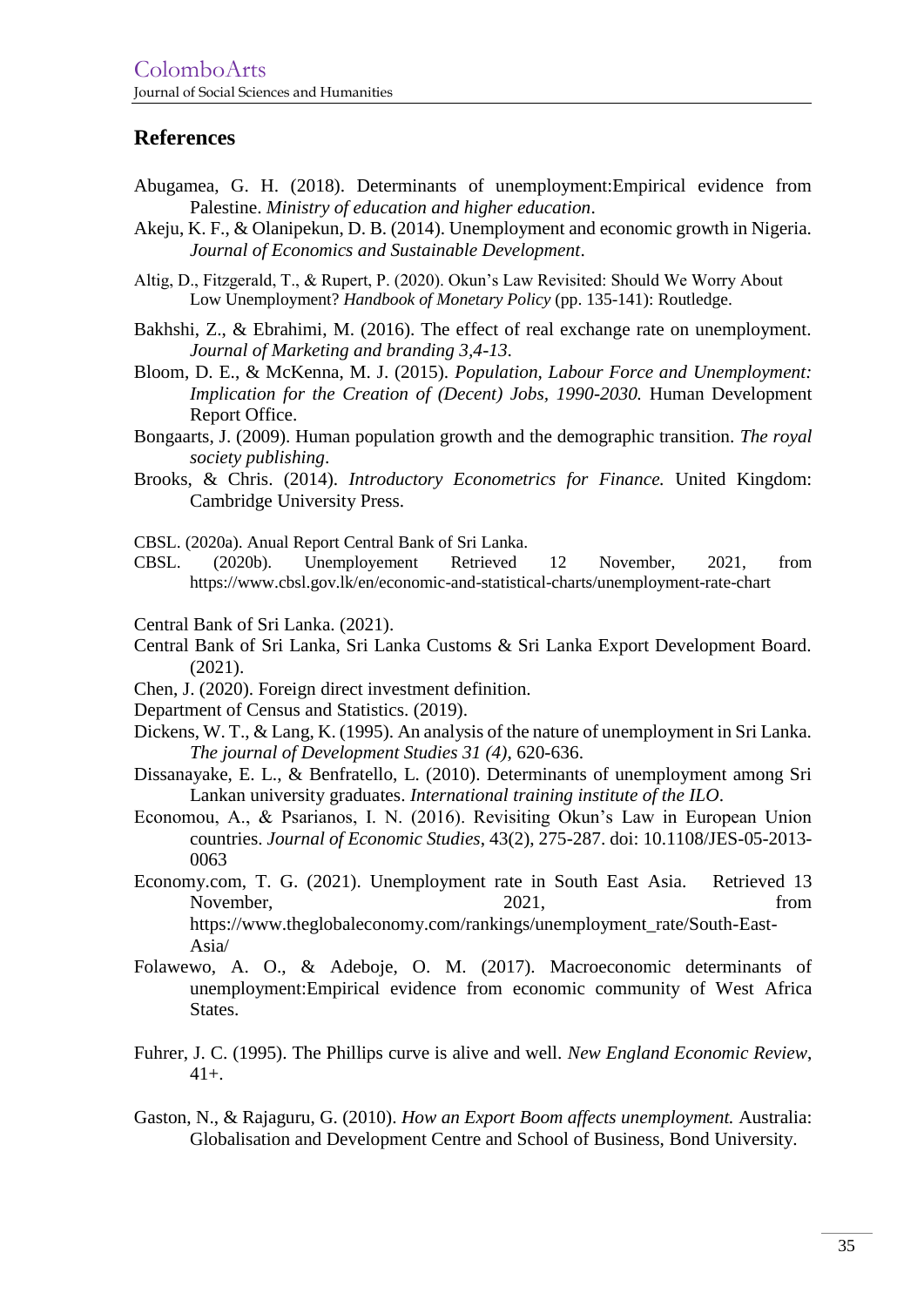## References

Abugamea, G. H. (2018). Determinants of unemployment:Empirical evidence from Palestine. *Ministry of education and higher education*.

Akeju, K. F., & Olanipekun, D. B. (2014). Unemployment and economic growth in Nigeria. *Journal of Economics and Sustainable Development*.

Altig, D., Fitzgerald, T., & Rupert, P. (2020). Okun's Law Revisited: Should We Worry About Low Unemployment? *Handbook of Monetary Policy* (pp. 135-141): Routledge.

Bakhshi, Z., & Ebrahimi, M. (2016). The effect of real exchange rate on unemployment. *Journal of Marketing and branding 3,4-13.*

Bloom, D. E., & McKenna, M. J. (2015). *Population, Labour Force and Unemployment: Implication for the Creation of (Decent) Jobs, 1990-2030.* Human Development Report Office.

Bongaarts, J. (2009). Human population growth and the demographic transition. *The royal society publishing*.

Brooks, & Chris. (2014). *Introductory Econometrics for Finance.* United Kingdom: Cambridge University Press.

CBSL. (2020a). Anual Report Central Bank of Sri Lanka.

CBSL. (2020b). Unemployement Retrieved 12 November, 2021, from https://www.cbsl.gov.lk/en/economic-and-statistical-charts/unemployment-rate-chart

Central Bank of Sri Lanka. (2021).

Central Bank of Sri Lanka, Sri Lanka Customs & Sri Lanka Export Development Board. (2021).

Chen, J. (2020). Foreign direct investment definition.

Department of Census and Statistics. (2019).

Dickens, W. T., & Lang, K. (1995). An analysis of the nature of unemployment in Sri Lanka. *The journal of Development Studies 31 (4),* 620-636.

Dissanayake, E. L., & Benfratello, L. (2010). Determinants of unemployment among Sri Lankan university graduates. *International training institute of the ILO*.

Economou, A., & Psarianos, I. N. (2016). Revisiting Okun's Law in European Union countries. *Journal of Economic Studies*, 43(2), 275-287. doi: 10.1108/JES-05-2013-0063

Economy.com, T. G. (2021). Unemployment rate in South East Asia. Retrieved 13 November, 2021, from https://www.theglobaleconomy.com/rankings/unemployment_rate/South-East-Asia/

Folawewo, A. O., & Adeboje, O. M. (2017). Macroeconomic determinants of unemployment:Empirical evidence from economic community of West Africa States.

Fuhrer, J. C. (1995). The Phillips curve is alive and well. *New England Economic Review*, 41+.

Gaston, N., & Rajaguru, G. (2010). *How an Export Boom affects unemployment.* Australia: Globalisation and Development Centre and School of Business, Bond University.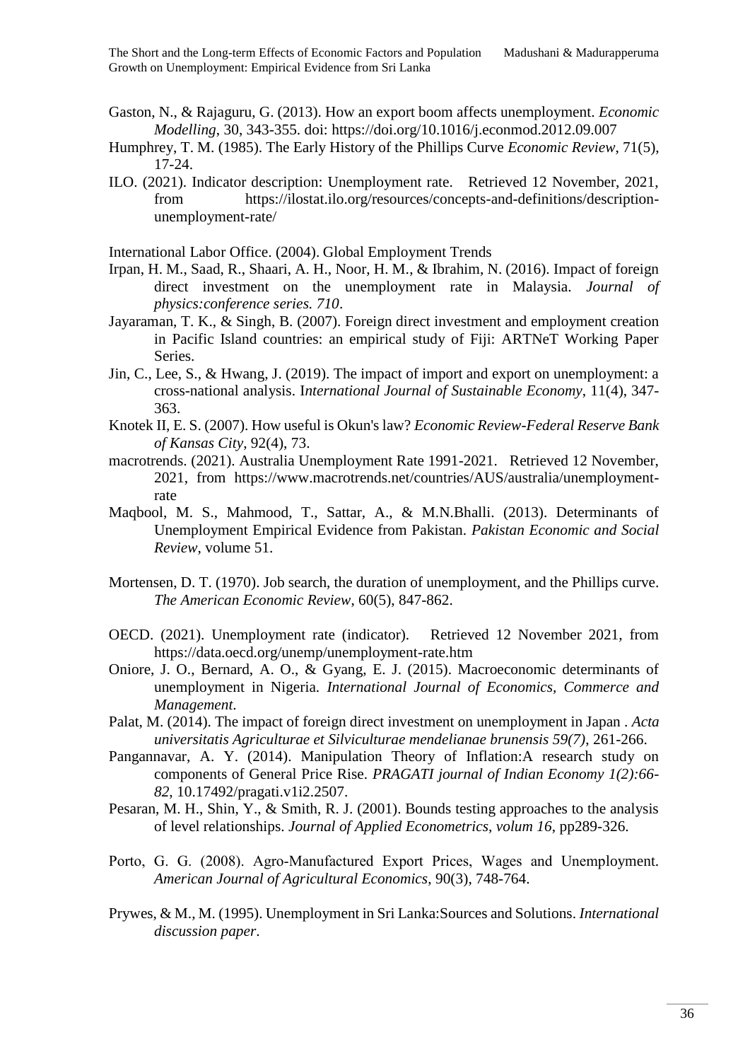Gaston, N., & Rajaguru, G. (2013). How an export boom affects unemployment. *Economic Modelling*, 30, 343-355. doi: https://doi.org/10.1016/j.econmod.2012.09.007

Humphrey, T. M. (1985). The Early History of the Phillips Curve *Economic Review*, 71(5), 17-24.

ILO. (2021). Indicator description: Unemployment rate. Retrieved 12 November, 2021, from https://ilostat.ilo.org/resources/concepts-and-definitions/description-unemployment-rate/

International Labor Office. (2004). Global Employment Trends

Irpan, H. M., Saad, R., Shaari, A. H., Noor, H. M., & Ibrahim, N. (2016). Impact of foreign direct investment on the unemployment rate in Malaysia. *Journal of physics:conference series. 710*.

Jayaraman, T. K., & Singh, B. (2007). Foreign direct investment and employment creation in Pacific Island countries: an empirical study of Fiji: ARTNeT Working Paper Series.

Jin, C., Lee, S., & Hwang, J. (2019). The impact of import and export on unemployment: a cross-national analysis. I*nternational Journal of Sustainable Economy*, 11(4), 347-363.

Knotek II, E. S. (2007). How useful is Okun's law? *Economic Review-Federal Reserve Bank of Kansas City*, 92(4), 73.

macrotrends. (2021). Australia Unemployment Rate 1991-2021. Retrieved 12 November, 2021, from https://www.macrotrends.net/countries/AUS/australia/unemployment-rate

Maqbool, M. S., Mahmood, T., Sattar, A., & M.N.Bhalli. (2013). Determinants of Unemployment Empirical Evidence from Pakistan. *Pakistan Economic and Social Review*, volume 51.

Mortensen, D. T. (1970). Job search, the duration of unemployment, and the Phillips curve. *The American Economic Review*, 60(5), 847-862.

OECD. (2021). Unemployment rate (indicator). Retrieved 12 November 2021, from https://data.oecd.org/unemp/unemployment-rate.htm

Oniore, J. O., Bernard, A. O., & Gyang, E. J. (2015). Macroeconomic determinants of unemployment in Nigeria. *International Journal of Economics, Commerce and Management*.

Palat, M. (2014). The impact of foreign direct investment on unemployment in Japan . *Acta universitatis Agriculturae et Silviculturae mendelianae brunensis 59(7)*, 261-266.

Pangannavar, A. Y. (2014). Manipulation Theory of Inflation:A research study on components of General Price Rise. *PRAGATI journal of Indian Economy 1(2):66-82*, 10.17492/pragati.v1i2.2507.

Pesaran, M. H., Shin, Y., & Smith, R. J. (2001). Bounds testing approaches to the analysis of level relationships. *Journal of Applied Econometrics, volum 16*, pp289-326.

Porto, G. G. (2008). Agro-Manufactured Export Prices, Wages and Unemployment. *American Journal of Agricultural Economics*, 90(3), 748-764.

Prywes, & M., M. (1995). Unemployment in Sri Lanka:Sources and Solutions. *International discussion paper*.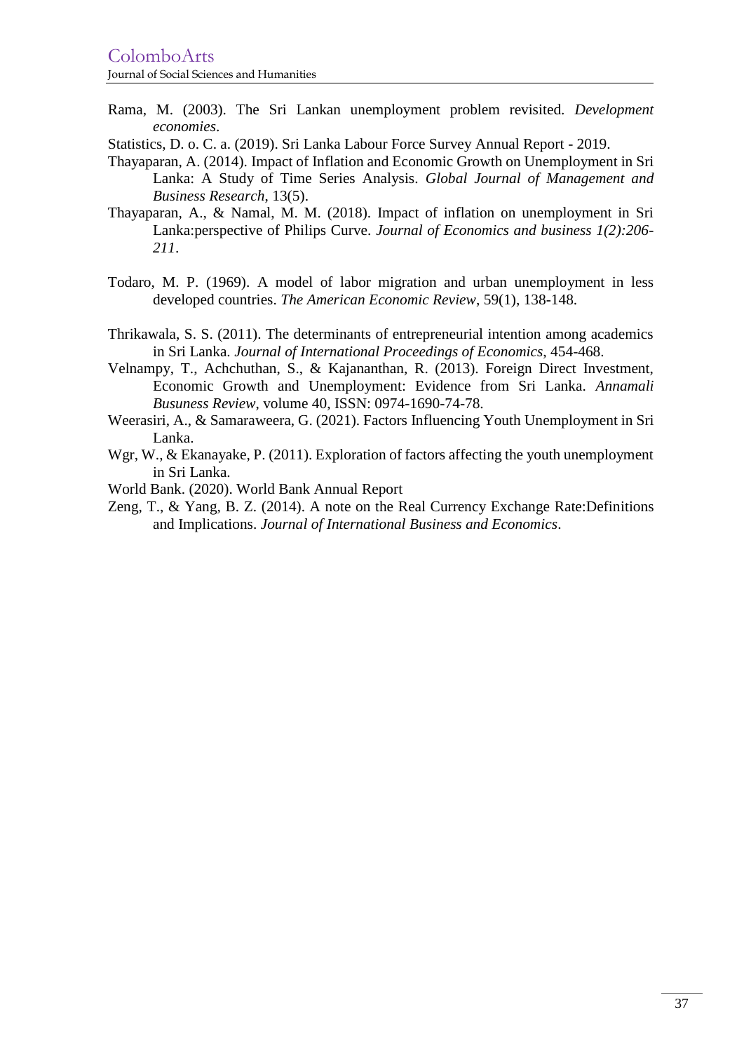Rama, M. (2003). The Sri Lankan unemployment problem revisited. *Development economies*.

Statistics, D. o. C. a. (2019). Sri Lanka Labour Force Survey Annual Report - 2019.

Thayaparan, A. (2014). Impact of Inflation and Economic Growth on Unemployment in Sri Lanka: A Study of Time Series Analysis. *Global Journal of Management and Business Research*, 13(5).

Thayaparan, A., & Namal, M. M. (2018). Impact of inflation on unemployment in Sri Lanka:perspective of Philips Curve. *Journal of Economics and business 1(2):206-211*.

Todaro, M. P. (1969). A model of labor migration and urban unemployment in less developed countries. *The American Economic Review*, 59(1), 138-148.

Thrikawala, S. S. (2011). The determinants of entrepreneurial intention among academics in Sri Lanka. *Journal of International Proceedings of Economics*, 454-468.

Velnampy, T., Achchuthan, S., & Kajananthan, R. (2013). Foreign Direct Investment, Economic Growth and Unemployment: Evidence from Sri Lanka. *Annamali Busuness Review*, volume 40, ISSN: 0974-1690-74-78.

Weerasiri, A., & Samaraweera, G. (2021). Factors Influencing Youth Unemployment in Sri Lanka.

Wgr, W., & Ekanayake, P. (2011). Exploration of factors affecting the youth unemployment in Sri Lanka.

World Bank. (2020). World Bank Annual Report

Zeng, T., & Yang, B. Z. (2014). A note on the Real Currency Exchange Rate:Definitions and Implications. *Journal of International Business and Economics*.